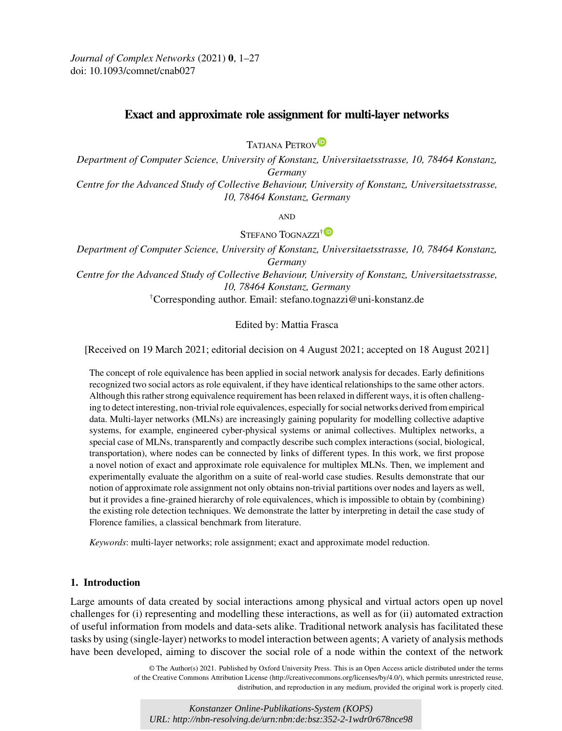*Journal of Complex Networks* (2021) **0**, 1–27
doi: 10.1093/comnet/cnab027

# Exact and approximate role assignment for multi-layer networks

Tatjana Petrov

*Department of Computer Science, University of Konstanz, Universitaetsstrasse, 10, 78464 Konstanz, Germany*
*Centre for the Advanced Study of Collective Behaviour, University of Konstanz, Universitaetsstrasse, 10, 78464 Konstanz, Germany*

AND

Stefano Tognazzi[†]

*Department of Computer Science, University of Konstanz, Universitaetsstrasse, 10, 78464 Konstanz, Germany*
*Centre for the Advanced Study of Collective Behaviour, University of Konstanz, Universitaetsstrasse, 10, 78464 Konstanz, Germany*

[†]Corresponding author. Email: stefano.tognazzi@uni-konstanz.de

Edited by: Mattia Frasca

[Received on 19 March 2021; editorial decision on 4 August 2021; accepted on 18 August 2021]

The concept of role equivalence has been applied in social network analysis for decades. Early definitions recognized two social actors as role equivalent, if they have identical relationships to the same other actors. Although this rather strong equivalence requirement has been relaxed in different ways, it is often challenging to detect interesting, non-trivial role equivalences, especially for social networks derived from empirical data. Multi-layer networks (MLNs) are increasingly gaining popularity for modelling collective adaptive systems, for example, engineered cyber-physical systems or animal collectives. Multiplex networks, a special case of MLNs, transparently and compactly describe such complex interactions (social, biological, transportation), where nodes can be connected by links of different types. In this work, we first propose a novel notion of exact and approximate role equivalence for multiplex MLNs. Then, we implement and experimentally evaluate the algorithm on a suite of real-world case studies. Results demonstrate that our notion of approximate role assignment not only obtains non-trivial partitions over nodes and layers as well, but it provides a fine-grained hierarchy of role equivalences, which is impossible to obtain by (combining) the existing role detection techniques. We demonstrate the latter by interpreting in detail the case study of Florence families, a classical benchmark from literature.

*Keywords*: multi-layer networks; role assignment; exact and approximate model reduction.

## 1. Introduction

Large amounts of data created by social interactions among physical and virtual actors open up novel challenges for (i) representing and modelling these interactions, as well as for (ii) automated extraction of useful information from models and data-sets alike. Traditional network analysis has facilitated these tasks by using (single-layer) networks to model interaction between agents; A variety of analysis methods have been developed, aiming to discover the social role of a node within the context of the network

© The Author(s) 2021. Published by Oxford University Press. This is an Open Access article distributed under the terms of the Creative Commons Attribution License (http://creativecommons.org/licenses/by/4.0/), which permits unrestricted reuse, distribution, and reproduction in any medium, provided the original work is properly cited.

*Konstanzer Online-Publikations-System (KOPS)*
*URL: http://nbn-resolving.de/urn:nbn:de:bsz:352-2-1wdr0r678nce98*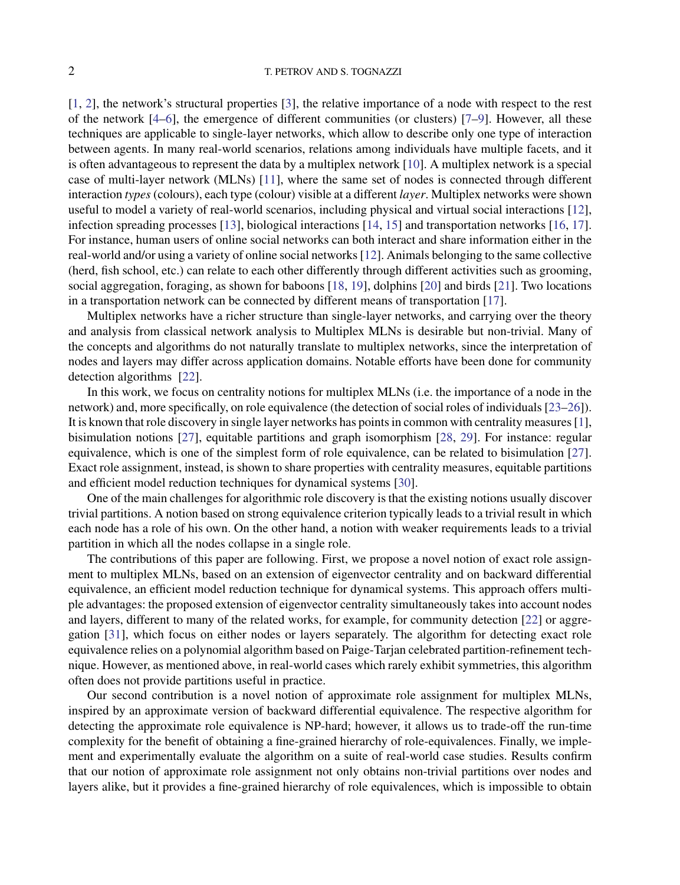[1, 2], the network's structural properties [3], the relative importance of a node with respect to the rest of the network [4–6], the emergence of different communities (or clusters) [7–9]. However, all these techniques are applicable to single-layer networks, which allow to describe only one type of interaction between agents. In many real-world scenarios, relations among individuals have multiple facets, and it is often advantageous to represent the data by a multiplex network [10]. A multiplex network is a special case of multi-layer network (MLNs) [11], where the same set of nodes is connected through different interaction *types* (colours), each type (colour) visible at a different *layer*. Multiplex networks were shown useful to model a variety of real-world scenarios, including physical and virtual social interactions [12], infection spreading processes [13], biological interactions [14, 15] and transportation networks [16, 17]. For instance, human users of online social networks can both interact and share information either in the real-world and/or using a variety of online social networks [12]. Animals belonging to the same collective (herd, fish school, etc.) can relate to each other differently through different activities such as grooming, social aggregation, foraging, as shown for baboons [18, 19], dolphins [20] and birds [21]. Two locations in a transportation network can be connected by different means of transportation [17].

Multiplex networks have a richer structure than single-layer networks, and carrying over the theory and analysis from classical network analysis to Multiplex MLNs is desirable but non-trivial. Many of the concepts and algorithms do not naturally translate to multiplex networks, since the interpretation of nodes and layers may differ across application domains. Notable efforts have been done for community detection algorithms [22].

In this work, we focus on centrality notions for multiplex MLNs (i.e. the importance of a node in the network) and, more specifically, on role equivalence (the detection of social roles of individuals [23–26]). It is known that role discovery in single layer networks has points in common with centrality measures [1], bisimulation notions [27], equitable partitions and graph isomorphism [28, 29]. For instance: regular equivalence, which is one of the simplest form of role equivalence, can be related to bisimulation [27]. Exact role assignment, instead, is shown to share properties with centrality measures, equitable partitions and efficient model reduction techniques for dynamical systems [30].

One of the main challenges for algorithmic role discovery is that the existing notions usually discover trivial partitions. A notion based on strong equivalence criterion typically leads to a trivial result in which each node has a role of his own. On the other hand, a notion with weaker requirements leads to a trivial partition in which all the nodes collapse in a single role.

The contributions of this paper are following. First, we propose a novel notion of exact role assignment to multiplex MLNs, based on an extension of eigenvector centrality and on backward differential equivalence, an efficient model reduction technique for dynamical systems. This approach offers multiple advantages: the proposed extension of eigenvector centrality simultaneously takes into account nodes and layers, different to many of the related works, for example, for community detection [22] or aggregation [31], which focus on either nodes or layers separately. The algorithm for detecting exact role equivalence relies on a polynomial algorithm based on Paige-Tarjan celebrated partition-refinement technique. However, as mentioned above, in real-world cases which rarely exhibit symmetries, this algorithm often does not provide partitions useful in practice.

Our second contribution is a novel notion of approximate role assignment for multiplex MLNs, inspired by an approximate version of backward differential equivalence. The respective algorithm for detecting the approximate role equivalence is NP-hard; however, it allows us to trade-off the run-time complexity for the benefit of obtaining a fine-grained hierarchy of role-equivalences. Finally, we implement and experimentally evaluate the algorithm on a suite of real-world case studies. Results confirm that our notion of approximate role assignment not only obtains non-trivial partitions over nodes and layers alike, but it provides a fine-grained hierarchy of role equivalences, which is impossible to obtain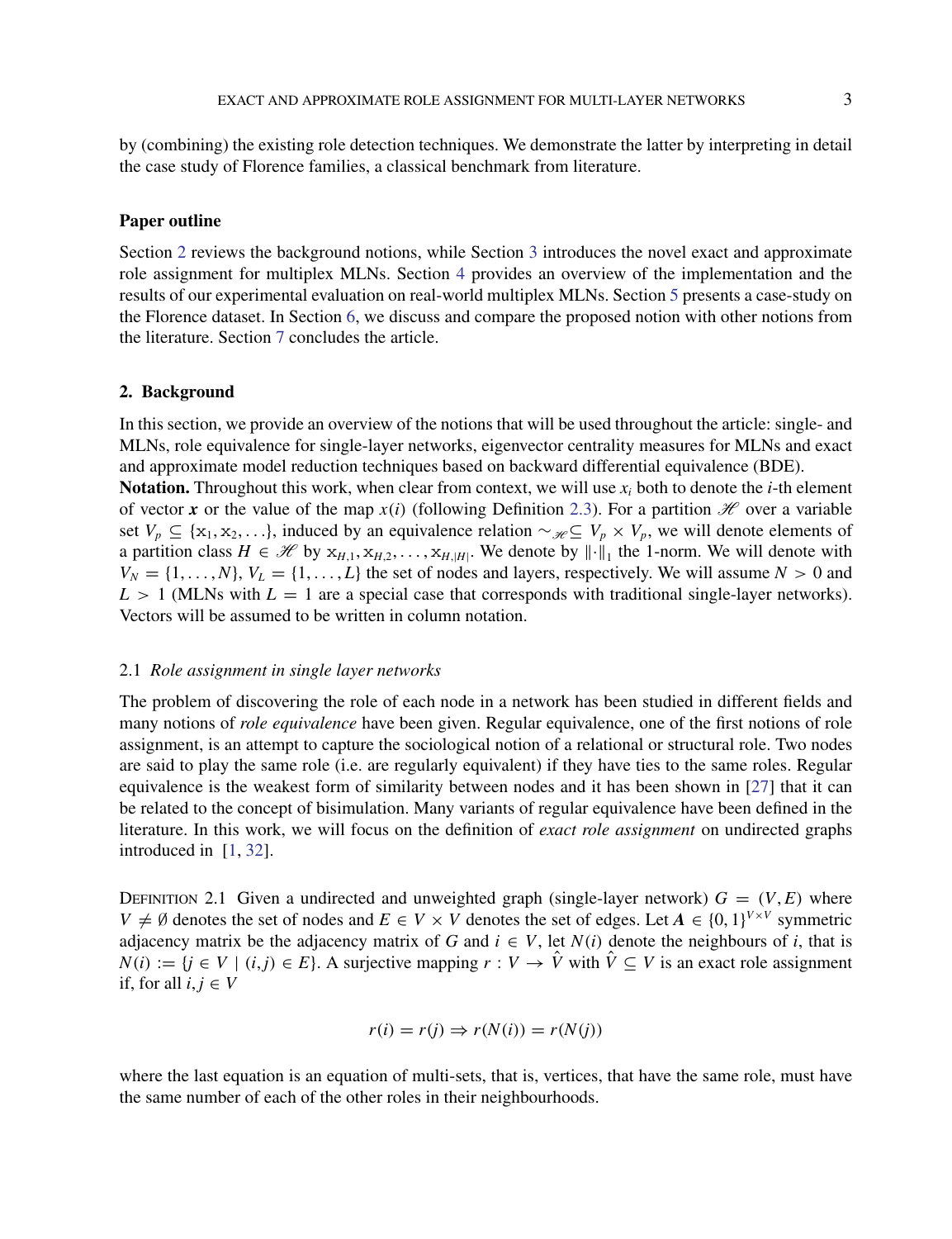by (combining) the existing role detection techniques. We demonstrate the latter by interpreting in detail the case study of Florence families, a classical benchmark from literature.

### Paper outline

Section 2 reviews the background notions, while Section 3 introduces the novel exact and approximate role assignment for multiplex MLNs. Section 4 provides an overview of the implementation and the results of our experimental evaluation on real-world multiplex MLNs. Section 5 presents a case-study on the Florence dataset. In Section 6, we discuss and compare the proposed notion with other notions from the literature. Section 7 concludes the article.

## 2. Background

In this section, we provide an overview of the notions that will be used throughout the article: single- and MLNs, role equivalence for single-layer networks, eigenvector centrality measures for MLNs and exact and approximate model reduction techniques based on backward differential equivalence (BDE).

**Notation.** Throughout this work, when clear from context, we will use $x_i$ both to denote the $i$-th element of vector $\boldsymbol{x}$ or the value of the map $x(i)$ (following Definition 2.3). For a partition $\mathscr{H}$ over a variable set $V_p \subseteq \{\mathrm{x}_1, \mathrm{x}_2, \ldots\}$, induced by an equivalence relation $\sim_{\mathscr{H}} \subseteq V_p \times V_p$, we will denote elements of a partition class $H \in \mathscr{H}$ by $\mathrm{x}_{H,1}, \mathrm{x}_{H,2}, \ldots, \mathrm{x}_{H,|H|}$. We denote by $\|\cdot\|_1$ the 1-norm. We will denote with $V_N = \{1, \ldots, N\}$, $V_L = \{1, \ldots, L\}$ the set of nodes and layers, respectively. We will assume $N > 0$ and $L > 1$ (MLNs with $L = 1$ are a special case that corresponds with traditional single-layer networks). Vectors will be assumed to be written in column notation.

### 2.1 *Role assignment in single layer networks*

The problem of discovering the role of each node in a network has been studied in different fields and many notions of *role equivalence* have been given. Regular equivalence, one of the first notions of role assignment, is an attempt to capture the sociological notion of a relational or structural role. Two nodes are said to play the same role (i.e. are regularly equivalent) if they have ties to the same roles. Regular equivalence is the weakest form of similarity between nodes and it has been shown in [27] that it can be related to the concept of bisimulation. Many variants of regular equivalence have been defined in the literature. In this work, we will focus on the definition of *exact role assignment* on undirected graphs introduced in [1, 32].

Definition 2.1 Given a undirected and unweighted graph (single-layer network) $G = (V, E)$ where $V \neq \emptyset$ denotes the set of nodes and $E \in V \times V$ denotes the set of edges. Let $\boldsymbol{A} \in \{0, 1\}^{V \times V}$ symmetric adjacency matrix be the adjacency matrix of $G$ and $i \in V$, let $N(i)$ denote the neighbours of $i$, that is $N(i) := \{j \in V \mid (i, j) \in E\}$. A surjective mapping $r : V \to \hat{V}$ with $\hat{V} \subseteq V$ is an exact role assignment if, for all $i, j \in V$

$$r(i) = r(j) \Rightarrow r(N(i)) = r(N(j))$$

where the last equation is an equation of multi-sets, that is, vertices, that have the same role, must have the same number of each of the other roles in their neighbourhoods.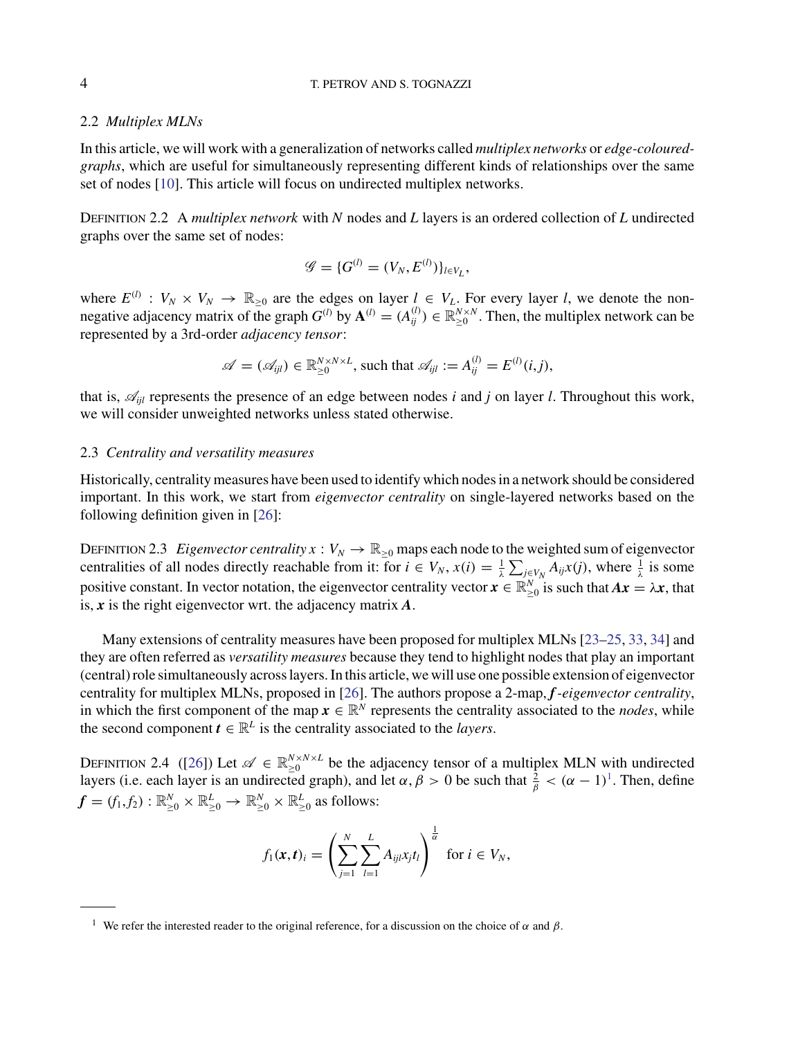### 2.2 *Multiplex MLNs*

In this article, we will work with a generalization of networks called *multiplex networks* or *edge-coloured-graphs*, which are useful for simultaneously representing different kinds of relationships over the same set of nodes [10]. This article will focus on undirected multiplex networks.

DEFINITION 2.2 A *multiplex network* with $N$ nodes and $L$ layers is an ordered collection of $L$ undirected graphs over the same set of nodes:

$$\mathscr{G} = \{G^{(l)} = (V_N, E^{(l)})\}_{l \in V_L},$$

where $E^{(l)} : V_N \times V_N \to \mathbb{R}_{\geq 0}$ are the edges on layer $l \in V_L$. For every layer $l$, we denote the non-negative adjacency matrix of the graph $G^{(l)}$ by $\mathbf{A}^{(l)} = (A^{(l)}_{ij}) \in \mathbb{R}^{N \times N}_{\geq 0}$. Then, the multiplex network can be represented by a 3rd-order *adjacency tensor*:

$$\mathscr{A} = (\mathscr{A}_{ijl}) \in \mathbb{R}^{N \times N \times L}_{\geq 0}, \text{ such that } \mathscr{A}_{ijl} := A^{(l)}_{ij} = E^{(l)}(i,j),$$

that is, $\mathscr{A}_{ijl}$ represents the presence of an edge between nodes $i$ and $j$ on layer $l$. Throughout this work, we will consider unweighted networks unless stated otherwise.

### 2.3 *Centrality and versatility measures*

Historically, centrality measures have been used to identify which nodes in a network should be considered important. In this work, we start from *eigenvector centrality* on single-layered networks based on the following definition given in [26]:

DEFINITION 2.3 *Eigenvector centrality* $x : V_N \to \mathbb{R}_{\geq 0}$ maps each node to the weighted sum of eigenvector centralities of all nodes directly reachable from it: for $i \in V_N$, $x(i) = \frac{1}{\lambda} \sum_{j \in V_N} A_{ij} x(j)$, where $\frac{1}{\lambda}$ is some positive constant. In vector notation, the eigenvector centrality vector $\boldsymbol{x} \in \mathbb{R}^N_{\geq 0}$ is such that $\boldsymbol{A}\boldsymbol{x} = \lambda \boldsymbol{x}$, that is, $\boldsymbol{x}$ is the right eigenvector wrt. the adjacency matrix $\boldsymbol{A}$.

Many extensions of centrality measures have been proposed for multiplex MLNs [23–25, 33, 34] and they are often referred as *versatility measures* because they tend to highlight nodes that play an important (central) role simultaneously across layers. In this article, we will use one possible extension of eigenvector centrality for multiplex MLNs, proposed in [26]. The authors propose a 2-map, $\boldsymbol{f}$*-eigenvector centrality*, in which the first component of the map $\boldsymbol{x} \in \mathbb{R}^N$ represents the centrality associated to the *nodes*, while the second component $\boldsymbol{t} \in \mathbb{R}^L$ is the centrality associated to the *layers*.

DEFINITION 2.4 ([26]) Let $\mathscr{A} \in \mathbb{R}^{N \times N \times L}_{\geq 0}$ be the adjacency tensor of a multiplex MLN with undirected layers (i.e. each layer is an undirected graph), and let $\alpha, \beta > 0$ be such that $\frac{2}{\beta} < (\alpha - 1)$[1]. Then, define $\boldsymbol{f} = (f_1, f_2) : \mathbb{R}^N_{\geq 0} \times \mathbb{R}^L_{\geq 0} \to \mathbb{R}^N_{\geq 0} \times \mathbb{R}^L_{\geq 0}$ as follows:

$$f_1(\boldsymbol{x}, \boldsymbol{t})_i = \left( \sum_{j=1}^{N} \sum_{l=1}^{L} A_{ijl} x_j t_l \right)^{\frac{1}{\alpha}} \quad \text{for } i \in V_N,$$

[1] We refer the interested reader to the original reference, for a discussion on the choice of $\alpha$ and $\beta$.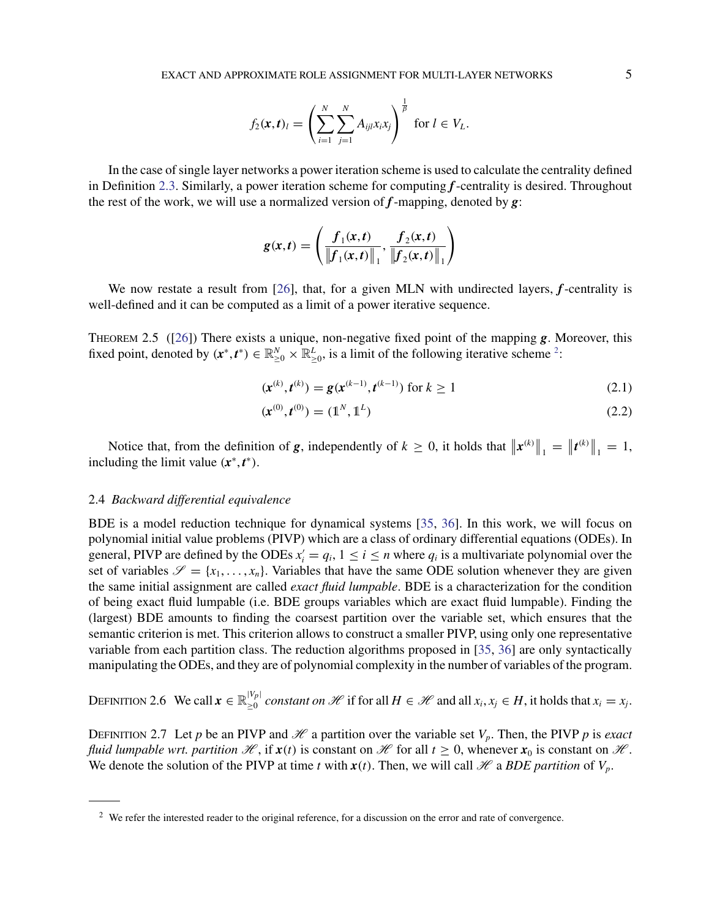$$f_2(\boldsymbol{x},\boldsymbol{t})_l = \left(\sum_{i=1}^{N}\sum_{j=1}^{N} A_{ijl} x_i x_j\right)^{\frac{1}{\beta}} \text{ for } l \in V_L.$$

In the case of single layer networks a power iteration scheme is used to calculate the centrality defined in Definition 2.3. Similarly, a power iteration scheme for computing $\boldsymbol{f}$-centrality is desired. Throughout the rest of the work, we will use a normalized version of $\boldsymbol{f}$-mapping, denoted by $\boldsymbol{g}$:

$$\boldsymbol{g}(\boldsymbol{x},\boldsymbol{t}) = \left(\frac{\boldsymbol{f}_1(\boldsymbol{x},\boldsymbol{t})}{\left\|\boldsymbol{f}_1(\boldsymbol{x},\boldsymbol{t})\right\|_1}, \frac{\boldsymbol{f}_2(\boldsymbol{x},\boldsymbol{t})}{\left\|\boldsymbol{f}_2(\boldsymbol{x},\boldsymbol{t})\right\|_1}\right)$$

We now restate a result from [26], that, for a given MLN with undirected layers, $\boldsymbol{f}$-centrality is well-defined and it can be computed as a limit of a power iterative sequence.

THEOREM 2.5 ([26]) There exists a unique, non-negative fixed point of the mapping $\boldsymbol{g}$. Moreover, this fixed point, denoted by $(\boldsymbol{x}^*,\boldsymbol{t}^*) \in \mathbb{R}^N_{\geq 0} \times \mathbb{R}^L_{\geq 0}$, is a limit of the following iterative scheme [2]:

$$(\boldsymbol{x}^{(k)},\boldsymbol{t}^{(k)}) = \boldsymbol{g}(\boldsymbol{x}^{(k-1)},\boldsymbol{t}^{(k-1)}) \text{ for } k \geq 1 \tag{2.1}$$

$$(\boldsymbol{x}^{(0)},\boldsymbol{t}^{(0)}) = (\mathbb{1}^N, \mathbb{1}^L) \tag{2.2}$$

Notice that, from the definition of $\boldsymbol{g}$, independently of $k \geq 0$, it holds that $\left\|\boldsymbol{x}^{(k)}\right\|_1 = \left\|\boldsymbol{t}^{(k)}\right\|_1 = 1$, including the limit value $(\boldsymbol{x}^*,\boldsymbol{t}^*)$.

### 2.4 *Backward differential equivalence*

BDE is a model reduction technique for dynamical systems [35, 36]. In this work, we will focus on polynomial initial value problems (PIVP) which are a class of ordinary differential equations (ODEs). In general, PIVP are defined by the ODEs $x_i' = q_i$, $1 \leq i \leq n$ where $q_i$ is a multivariate polynomial over the set of variables $\mathscr{S} = \{x_1,\ldots,x_n\}$. Variables that have the same ODE solution whenever they are given the same initial assignment are called *exact fluid lumpable*. BDE is a characterization for the condition of being exact fluid lumpable (i.e. BDE groups variables which are exact fluid lumpable). Finding the (largest) BDE amounts to finding the coarsest partition over the variable set, which ensures that the semantic criterion is met. This criterion allows to construct a smaller PIVP, using only one representative variable from each partition class. The reduction algorithms proposed in [35, 36] are only syntactically manipulating the ODEs, and they are of polynomial complexity in the number of variables of the program.

DEFINITION 2.6 We call $\boldsymbol{x} \in \mathbb{R}^{|V_p|}_{\geq 0}$ *constant on* $\mathscr{H}$ if for all $H \in \mathscr{H}$ and all $x_i, x_j \in H$, it holds that $x_i = x_j$.

DEFINITION 2.7 Let $p$ be an PIVP and $\mathscr{H}$ a partition over the variable set $V_p$. Then, the PIVP $p$ is *exact fluid lumpable wrt. partition* $\mathscr{H}$, if $\boldsymbol{x}(t)$ is constant on $\mathscr{H}$ for all $t \geq 0$, whenever $\boldsymbol{x}_0$ is constant on $\mathscr{H}$. We denote the solution of the PIVP at time $t$ with $\boldsymbol{x}(t)$. Then, we will call $\mathscr{H}$ a *BDE partition* of $V_p$.

[2] We refer the interested reader to the original reference, for a discussion on the error and rate of convergence.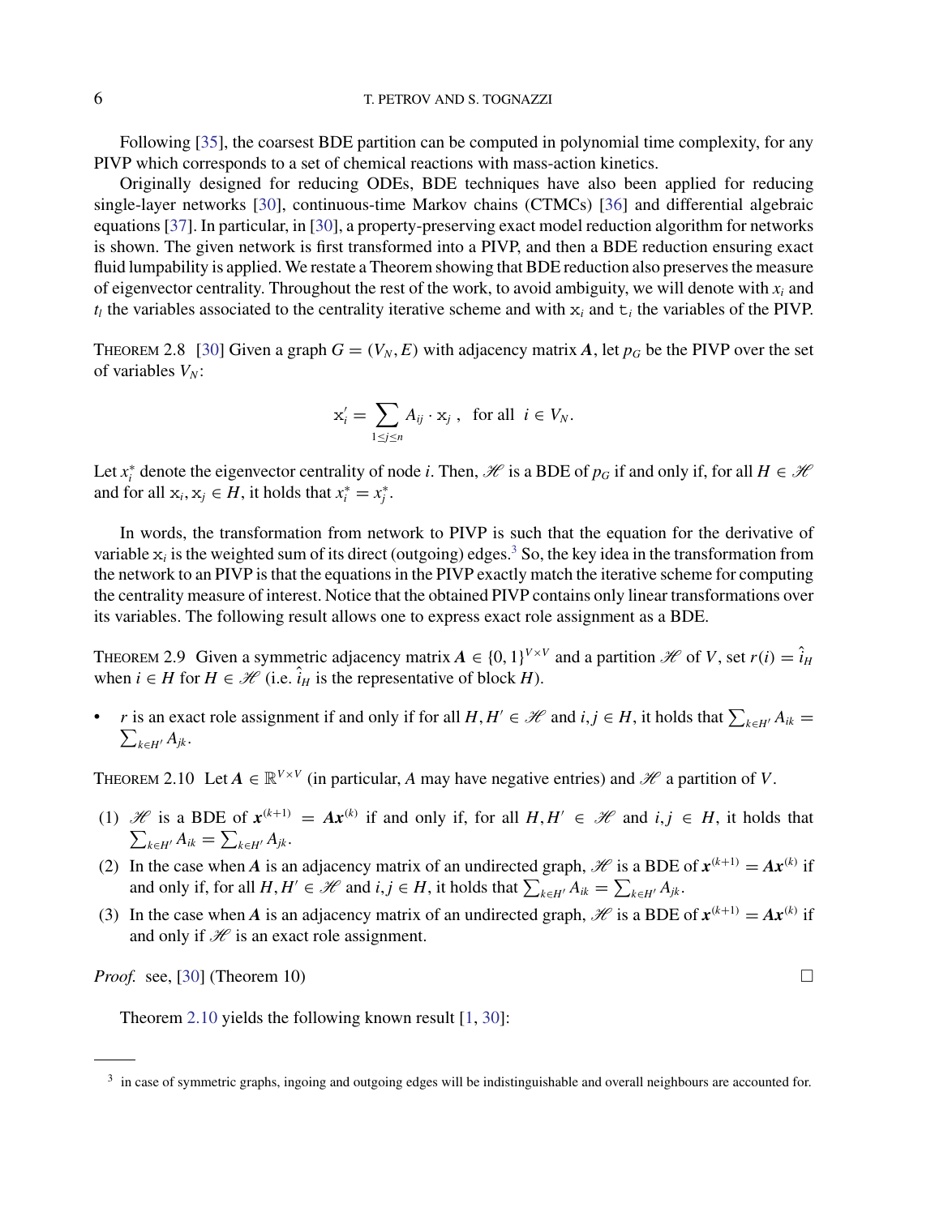Following [35], the coarsest BDE partition can be computed in polynomial time complexity, for any PIVP which corresponds to a set of chemical reactions with mass-action kinetics.

Originally designed for reducing ODEs, BDE techniques have also been applied for reducing single-layer networks [30], continuous-time Markov chains (CTMCs) [36] and differential algebraic equations [37]. In particular, in [30], a property-preserving exact model reduction algorithm for networks is shown. The given network is first transformed into a PIVP, and then a BDE reduction ensuring exact fluid lumpability is applied. We restate a Theorem showing that BDE reduction also preserves the measure of eigenvector centrality. Throughout the rest of the work, to avoid ambiguity, we will denote with $x_i$ and $t_l$ the variables associated to the centrality iterative scheme and with $\mathtt{x}_i$ and $\mathtt{t}_i$ the variables of the PIVP.

THEOREM 2.8 [30] Given a graph $G = (V_N, E)$ with adjacency matrix $\boldsymbol{A}$, let $p_G$ be the PIVP over the set of variables $V_N$:

$$\mathtt{x}_i' = \sum_{1 \le j \le n} A_{ij} \cdot \mathtt{x}_j \ , \quad \text{for all} \ \ i \in V_N.$$

Let $x_i^*$ denote the eigenvector centrality of node $i$. Then, $\mathscr{H}$ is a BDE of $p_G$ if and only if, for all $H \in \mathscr{H}$ and for all $\mathtt{x}_i, \mathtt{x}_j \in H$, it holds that $x_i^* = x_j^*$.

In words, the transformation from network to PIVP is such that the equation for the derivative of variable $\mathtt{x}_i$ is the weighted sum of its direct (outgoing) edges.[3] So, the key idea in the transformation from the network to an PIVP is that the equations in the PIVP exactly match the iterative scheme for computing the centrality measure of interest. Notice that the obtained PIVP contains only linear transformations over its variables. The following result allows one to express exact role assignment as a BDE.

THEOREM 2.9 Given a symmetric adjacency matrix $\boldsymbol{A} \in \{0, 1\}^{V \times V}$ and a partition $\mathscr{H}$ of $V$, set $r(i) = \hat{i}_H$ when $i \in H$ for $H \in \mathscr{H}$ (i.e. $\hat{i}_H$ is the representative of block $H$).

- $r$ is an exact role assignment if and only if for all $H, H' \in \mathscr{H}$ and $i, j \in H$, it holds that $\sum_{k \in H'} A_{ik} = \sum_{k \in H'} A_{jk}$.

THEOREM 2.10 Let $\boldsymbol{A} \in \mathbb{R}^{V \times V}$ (in particular, $A$ may have negative entries) and $\mathscr{H}$ a partition of $V$.

(1) $\mathscr{H}$ is a BDE of $\boldsymbol{x}^{(k+1)} = \boldsymbol{A}\boldsymbol{x}^{(k)}$ if and only if, for all $H, H' \in \mathscr{H}$ and $i, j \in H$, it holds that $\sum_{k \in H'} A_{ik} = \sum_{k \in H'} A_{jk}$.

(2) In the case when $\boldsymbol{A}$ is an adjacency matrix of an undirected graph, $\mathscr{H}$ is a BDE of $\boldsymbol{x}^{(k+1)} = \boldsymbol{A}\boldsymbol{x}^{(k)}$ if and only if, for all $H, H' \in \mathscr{H}$ and $i, j \in H$, it holds that $\sum_{k \in H'} A_{ik} = \sum_{k \in H'} A_{jk}$.

(3) In the case when $\boldsymbol{A}$ is an adjacency matrix of an undirected graph, $\mathscr{H}$ is a BDE of $\boldsymbol{x}^{(k+1)} = \boldsymbol{A}\boldsymbol{x}^{(k)}$ if and only if $\mathscr{H}$ is an exact role assignment.

*Proof.* see, [30] (Theorem 10) □

Theorem 2.10 yields the following known result [1, 30]:

[3] in case of symmetric graphs, ingoing and outgoing edges will be indistinguishable and overall neighbours are accounted for.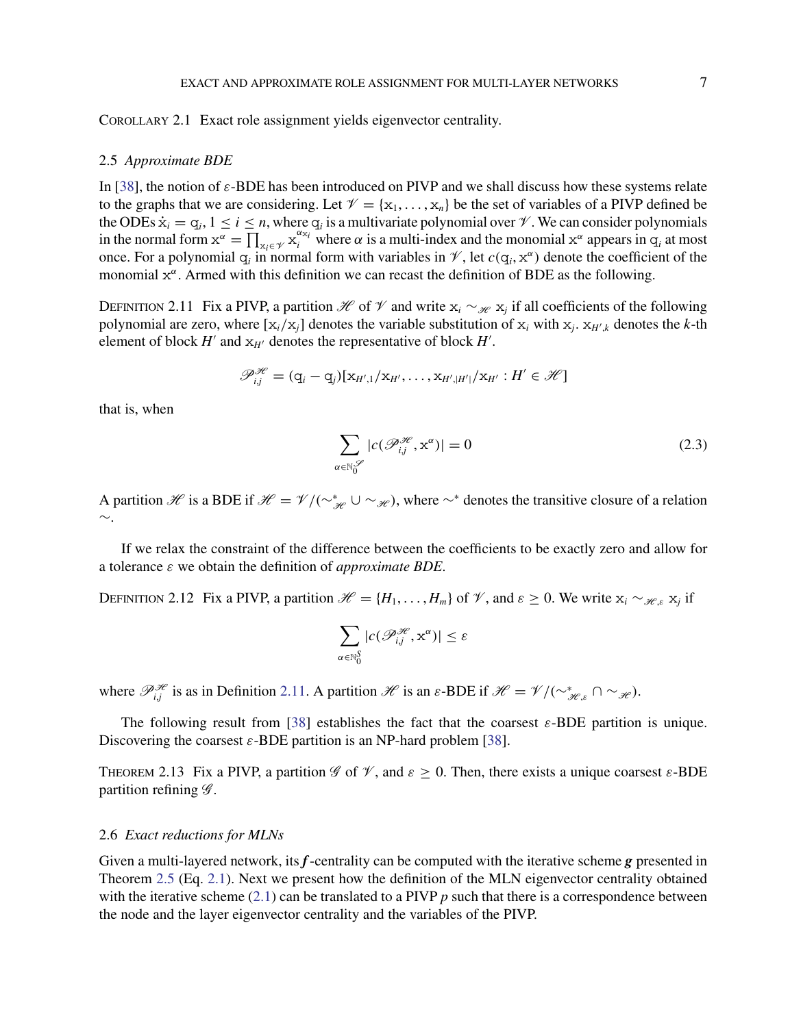COROLLARY 2.1 Exact role assignment yields eigenvector centrality.

### 2.5 *Approximate BDE*

In [38], the notion of $\varepsilon$-BDE has been introduced on PIVP and we shall discuss how these systems relate to the graphs that we are considering. Let $\mathscr{V} = \{\mathrm{x}_1, \ldots, \mathrm{x}_n\}$ be the set of variables of a PIVP defined be the ODEs $\dot{\mathrm{x}}_i = \mathrm{q}_i$, $1 \le i \le n$, where $\mathrm{q}_i$ is a multivariate polynomial over $\mathscr{V}$. We can consider polynomials in the normal form $\mathrm{x}^\alpha = \prod_{\mathrm{x}_i \in \mathscr{V}} \mathrm{x}_i^{\alpha_{\mathrm{x}_i}}$ where $\alpha$ is a multi-index and the monomial $\mathrm{x}^\alpha$ appears in $\mathrm{q}_i$ at most once. For a polynomial $\mathrm{q}_i$ in normal form with variables in $\mathscr{V}$, let $c(\mathrm{q}_i, \mathrm{x}^\alpha)$ denote the coefficient of the monomial $\mathrm{x}^\alpha$. Armed with this definition we can recast the definition of BDE as the following.

DEFINITION 2.11 Fix a PIVP, a partition $\mathscr{H}$ of $\mathscr{V}$ and write $\mathrm{x}_i \sim_{\mathscr{H}} \mathrm{x}_j$ if all coefficients of the following polynomial are zero, where $[\mathrm{x}_i/\mathrm{x}_j]$ denotes the variable substitution of $\mathrm{x}_i$ with $\mathrm{x}_j$. $\mathrm{x}_{H',k}$ denotes the $k$-th element of block $H'$ and $\mathrm{x}_{H'}$ denotes the representative of block $H'$.

$$\mathscr{P}^{\mathscr{H}}_{i,j} = (\mathrm{q}_i - \mathrm{q}_j)[\mathrm{x}_{H',1}/\mathrm{x}_{H'}, \ldots, \mathrm{x}_{H',|H'|}/\mathrm{x}_{H'} : H' \in \mathscr{H}]$$

that is, when

$$\sum_{\alpha \in \mathbb{N}_0^{\mathscr{S}}} |c(\mathscr{P}^{\mathscr{H}}_{i,j}, \mathrm{x}^\alpha)| = 0 \tag{2.3}$$

A partition $\mathscr{H}$ is a BDE if $\mathscr{H} = \mathscr{V}/(\sim^*_{\mathscr{H}} \cup \sim_{\mathscr{H}})$, where $\sim^*$ denotes the transitive closure of a relation $\sim$.

If we relax the constraint of the difference between the coefficients to be exactly zero and allow for a tolerance $\varepsilon$ we obtain the definition of *approximate BDE*.

DEFINITION 2.12 Fix a PIVP, a partition $\mathscr{H} = \{H_1, \ldots, H_m\}$ of $\mathscr{V}$, and $\varepsilon \ge 0$. We write $\mathrm{x}_i \sim_{\mathscr{H},\varepsilon} \mathrm{x}_j$ if

$$\sum_{\alpha \in \mathbb{N}_0^S} |c(\mathscr{P}^{\mathscr{H}}_{i,j}, \mathrm{x}^\alpha)| \le \varepsilon$$

where $\mathscr{P}^{\mathscr{H}}_{i,j}$ is as in Definition 2.11. A partition $\mathscr{H}$ is an $\varepsilon$-BDE if $\mathscr{H} = \mathscr{V}/(\sim^*_{\mathscr{H},\varepsilon} \cap \sim_{\mathscr{H}})$.

The following result from [38] establishes the fact that the coarsest $\varepsilon$-BDE partition is unique. Discovering the coarsest $\varepsilon$-BDE partition is an NP-hard problem [38].

THEOREM 2.13 Fix a PIVP, a partition $\mathscr{G}$ of $\mathscr{V}$, and $\varepsilon \ge 0$. Then, there exists a unique coarsest $\varepsilon$-BDE partition refining $\mathscr{G}$.

### 2.6 *Exact reductions for MLNs*

Given a multi-layered network, its $\boldsymbol{f}$-centrality can be computed with the iterative scheme $\boldsymbol{g}$ presented in Theorem 2.5 (Eq. 2.1). Next we present how the definition of the MLN eigenvector centrality obtained with the iterative scheme (2.1) can be translated to a PIVP $p$ such that there is a correspondence between the node and the layer eigenvector centrality and the variables of the PIVP.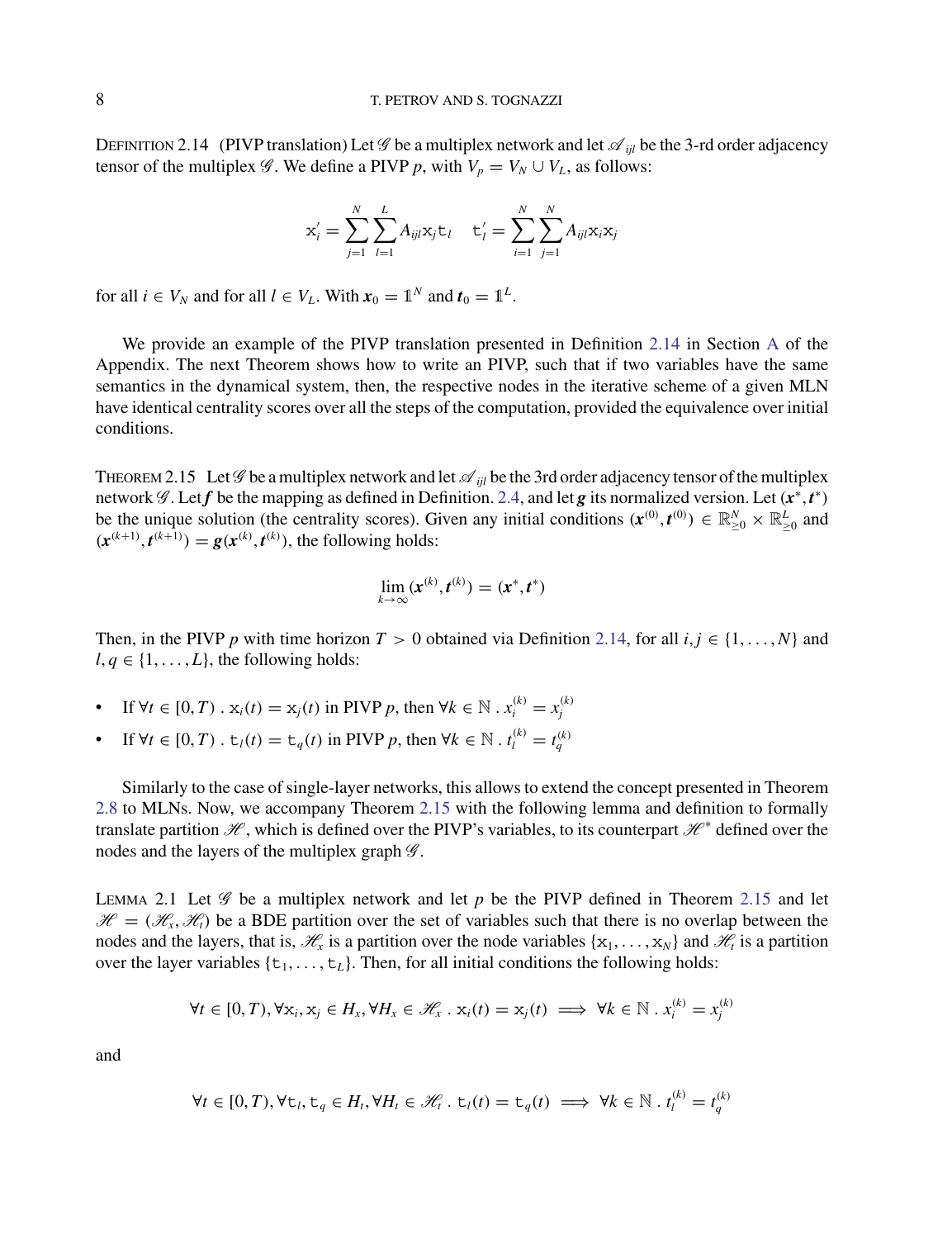DEFINITION 2.14 (PIVP translation) Let $\mathscr{G}$ be a multiplex network and let $\mathscr{A}_{ijl}$ be the 3-rd order adjacency tensor of the multiplex $\mathscr{G}$. We define a PIVP $p$, with $V_p = V_N \cup V_L$, as follows:

$$\mathtt{x}_i' = \sum_{j=1}^{N} \sum_{l=1}^{L} A_{ijl} \mathtt{x}_j \mathtt{t}_l \quad \mathtt{t}_l' = \sum_{i=1}^{N} \sum_{j=1}^{N} A_{ijl} \mathtt{x}_i \mathtt{x}_j$$

for all $i \in V_N$ and for all $l \in V_L$. With $\boldsymbol{x}_0 = \mathbb{1}^N$ and $\boldsymbol{t}_0 = \mathbb{1}^L$.

We provide an example of the PIVP translation presented in Definition 2.14 in Section A of the Appendix. The next Theorem shows how to write an PIVP, such that if two variables have the same semantics in the dynamical system, then, the respective nodes in the iterative scheme of a given MLN have identical centrality scores over all the steps of the computation, provided the equivalence over initial conditions.

THEOREM 2.15 Let $\mathscr{G}$ be a multiplex network and let $\mathscr{A}_{ijl}$ be the 3rd order adjacency tensor of the multiplex network $\mathscr{G}$. Let $\boldsymbol{f}$ be the mapping as defined in Definition. 2.4, and let $\boldsymbol{g}$ its normalized version. Let $(\boldsymbol{x}^*, \boldsymbol{t}^*)$ be the unique solution (the centrality scores). Given any initial conditions $(\boldsymbol{x}^{(0)}, \boldsymbol{t}^{(0)}) \in \mathbb{R}^N_{\geq 0} \times \mathbb{R}^L_{\geq 0}$ and $(\boldsymbol{x}^{(k+1)}, \boldsymbol{t}^{(k+1)}) = \boldsymbol{g}(\boldsymbol{x}^{(k)}, \boldsymbol{t}^{(k)})$, the following holds:

$$\lim_{k \to \infty} (\boldsymbol{x}^{(k)}, \boldsymbol{t}^{(k)}) = (\boldsymbol{x}^*, \boldsymbol{t}^*)$$

Then, in the PIVP $p$ with time horizon $T > 0$ obtained via Definition 2.14, for all $i, j \in \{1, \ldots, N\}$ and $l, q \in \{1, \ldots, L\}$, the following holds:

- If $\forall t \in [0, T) \,.\, \mathtt{x}_i(t) = \mathtt{x}_j(t)$ in PIVP $p$, then $\forall k \in \mathbb{N} \,.\, x_i^{(k)} = x_j^{(k)}$
- If $\forall t \in [0, T) \,.\, \mathtt{t}_l(t) = \mathtt{t}_q(t)$ in PIVP $p$, then $\forall k \in \mathbb{N} \,.\, t_l^{(k)} = t_q^{(k)}$

Similarly to the case of single-layer networks, this allows to extend the concept presented in Theorem 2.8 to MLNs. Now, we accompany Theorem 2.15 with the following lemma and definition to formally translate partition $\mathscr{H}$, which is defined over the PIVP's variables, to its counterpart $\mathscr{H}^*$ defined over the nodes and the layers of the multiplex graph $\mathscr{G}$.

LEMMA 2.1 Let $\mathscr{G}$ be a multiplex network and let $p$ be the PIVP defined in Theorem 2.15 and let $\mathscr{H} = (\mathscr{H}_x, \mathscr{H}_t)$ be a BDE partition over the set of variables such that there is no overlap between the nodes and the layers, that is, $\mathscr{H}_x$ is a partition over the node variables $\{\mathtt{x}_1, \ldots, \mathtt{x}_N\}$ and $\mathscr{H}_t$ is a partition over the layer variables $\{\mathtt{t}_1, \ldots, \mathtt{t}_L\}$. Then, for all initial conditions the following holds:

$$\forall t \in [0, T), \forall \mathtt{x}_i, \mathtt{x}_j \in H_x, \forall H_x \in \mathscr{H}_x \,.\, \mathtt{x}_i(t) = \mathtt{x}_j(t) \implies \forall k \in \mathbb{N} \,.\, x_i^{(k)} = x_j^{(k)}$$

and

$$\forall t \in [0, T), \forall \mathtt{t}_l, \mathtt{t}_q \in H_t, \forall H_t \in \mathscr{H}_t \,.\, \mathtt{t}_l(t) = \mathtt{t}_q(t) \implies \forall k \in \mathbb{N} \,.\, t_l^{(k)} = t_q^{(k)}$$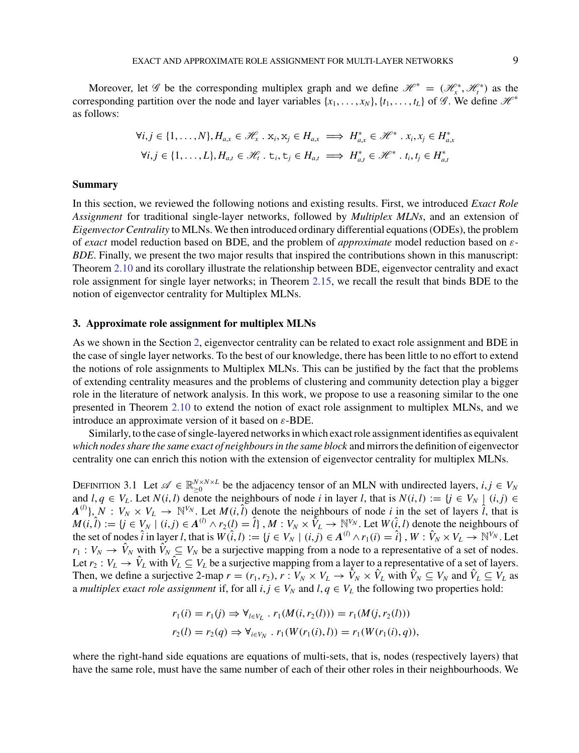Moreover, let $\mathscr{G}$ be the corresponding multiplex graph and we define $\mathscr{H}^* = (\mathscr{H}_x^*, \mathscr{H}_t^*)$ as the corresponding partition over the node and layer variables $\{x_1, \ldots, x_N\}, \{t_1, \ldots, t_L\}$ of $\mathscr{G}$. We define $\mathscr{H}^*$ as follows:

$$\forall i,j \in \{1,\ldots,N\}, H_{a,x} \in \mathscr{H}_x \,.\, \mathtt{x}_i, \mathtt{x}_j \in H_{a,x} \implies H_{a,x}^* \in \mathscr{H}^* \,.\, x_i, x_j \in H_{a,x}^*$$

$$\forall i,j \in \{1,\ldots,L\}, H_{a,t} \in \mathscr{H}_t \,.\, \mathtt{t}_i, \mathtt{t}_j \in H_{a,t} \implies H_{a,t}^* \in \mathscr{H}^* \,.\, t_i, t_j \in H_{a,t}^*$$

**Summary**

In this section, we reviewed the following notions and existing results. First, we introduced *Exact Role Assignment* for traditional single-layer networks, followed by *Multiplex MLNs*, and an extension of *Eigenvector Centrality* to MLNs. We then introduced ordinary differential equations (ODEs), the problem of *exact* model reduction based on BDE, and the problem of *approximate* model reduction based on $\varepsilon$-*BDE*. Finally, we present the two major results that inspired the contributions shown in this manuscript: Theorem 2.10 and its corollary illustrate the relationship between BDE, eigenvector centrality and exact role assignment for single layer networks; in Theorem 2.15, we recall the result that binds BDE to the notion of eigenvector centrality for Multiplex MLNs.

## 3. Approximate role assignment for multiplex MLNs

As we shown in the Section 2, eigenvector centrality can be related to exact role assignment and BDE in the case of single layer networks. To the best of our knowledge, there has been little to no effort to extend the notions of role assignments to Multiplex MLNs. This can be justified by the fact that the problems of extending centrality measures and the problems of clustering and community detection play a bigger role in the literature of network analysis. In this work, we propose to use a reasoning similar to the one presented in Theorem 2.10 to extend the notion of exact role assignment to multiplex MLNs, and we introduce an approximate version of it based on $\varepsilon$-BDE.

Similarly, to the case of single-layered networks in which exact role assignment identifies as equivalent *which nodes share the same exact of neighbours in the same block* and mirrors the definition of eigenvector centrality one can enrich this notion with the extension of eigenvector centrality for multiplex MLNs.

Definition 3.1 Let $\mathscr{A} \in \mathbb{R}_{\geq 0}^{N\times N\times L}$ be the adjacency tensor of an MLN with undirected layers, $i,j \in V_N$ and $l,q \in V_L$. Let $N(i,l)$ denote the neighbours of node $i$ in layer $l$, that is $N(i,l) := \{j \in V_N \mid (i,j) \in \boldsymbol{A}^{(l)}\}$, $N : V_N \times V_L \to \mathbb{N}^{V_N}$. Let $M(i,\hat{l})$ denote the neighbours of node $i$ in the set of layers $\hat{l}$, that is $M(i,\hat{l}) := \{j \in V_N \mid (i,j) \in \boldsymbol{A}^{(l)} \wedge r_2(l) = \hat{l}\}$, $M : V_N \times \hat{V}_L \to \mathbb{N}^{V_N}$. Let $W(\hat{i},l)$ denote the neighbours of the set of nodes $\hat{i}$ in layer $l$, that is $W(\hat{i},l) := \{j \in V_N \mid (i,j) \in \boldsymbol{A}^{(l)} \wedge r_1(i) = \hat{i}\}$, $W : \hat{V}_N \times V_L \to \mathbb{N}^{V_N}$. Let $r_1 : V_N \to \hat{V}_N$ with $\hat{V}_N \subseteq V_N$ be a surjective mapping from a node to a representative of a set of nodes. Let $r_2 : V_L \to \hat{V}_L$ with $\hat{V}_L \subseteq V_L$ be a surjective mapping from a layer to a representative of a set of layers. Then, we define a surjective 2-map $r = (r_1, r_2)$, $r : V_N \times V_L \to \hat{V}_N \times \hat{V}_L$ with $\hat{V}_N \subseteq V_N$ and $\hat{V}_L \subseteq V_L$ as a *multiplex exact role assignment* if, for all $i,j \in V_N$ and $l,q \in V_L$ the following two properties hold:

$$r_1(i) = r_1(j) \Rightarrow \forall_{l\in V_L} \,.\, r_1(M(i, r_2(l))) = r_1(M(j, r_2(l)))$$

$$r_2(l) = r_2(q) \Rightarrow \forall_{i\in V_N} \,.\, r_1(W(r_1(i), l)) = r_1(W(r_1(i), q)),$$

where the right-hand side equations are equations of multi-sets, that is, nodes (respectively layers) that have the same role, must have the same number of each of their other roles in their neighbourhoods. We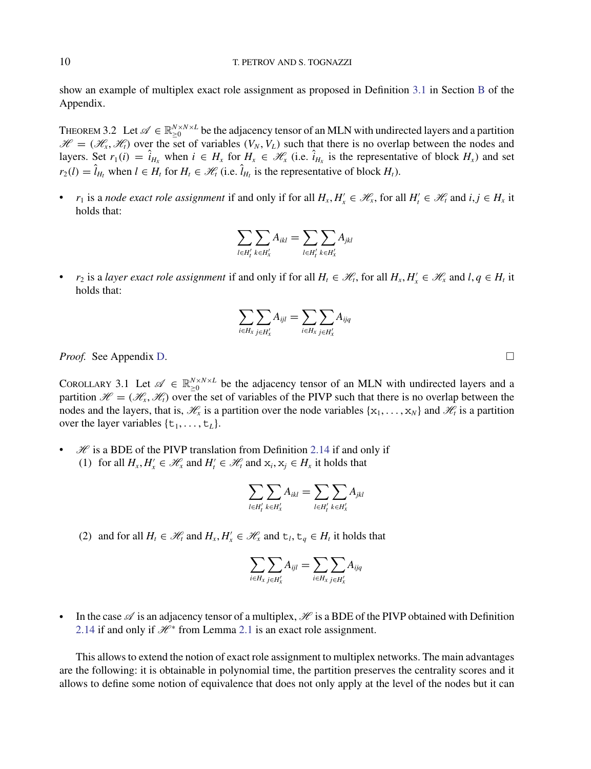show an example of multiplex exact role assignment as proposed in Definition 3.1 in Section B of the Appendix.

THEOREM 3.2 Let $\mathscr{A} \in \mathbb{R}_{\geq 0}^{N\times N\times L}$ be the adjacency tensor of an MLN with undirected layers and a partition $\mathscr{H} = (\mathscr{H}_x, \mathscr{H}_t)$ over the set of variables $(V_N, V_L)$ such that there is no overlap between the nodes and layers. Set $r_1(i) = \hat{i}_{H_x}$ when $i \in H_x$ for $H_x \in \mathscr{H}_x$ (i.e. $\hat{i}_{H_x}$ is the representative of block $H_x$) and set $r_2(l) = \hat{l}_{H_t}$ when $l \in H_t$ for $H_t \in \mathscr{H}_t$ (i.e. $\hat{l}_{H_t}$ is the representative of block $H_t$).

- $r_1$ is a *node exact role assignment* if and only if for all $H_x, H_x' \in \mathscr{H}_x$, for all $H_t' \in \mathscr{H}_t$ and $i, j \in H_x$ it holds that:

$$\sum_{l\in H_t'}\sum_{k\in H_x'} A_{ikl} = \sum_{l\in H_t'}\sum_{k\in H_x'} A_{jkl}$$

- $r_2$ is a *layer exact role assignment* if and only if for all $H_t \in \mathscr{H}_t$, for all $H_x, H_x' \in \mathscr{H}_x$ and $l, q \in H_t$ it holds that:

$$\sum_{i\in H_x}\sum_{j\in H_x'} A_{ijl} = \sum_{i\in H_x}\sum_{j\in H_x'} A_{ijq}$$

*Proof.* See Appendix D. □

COROLLARY 3.1 Let $\mathscr{A} \in \mathbb{R}_{\geq 0}^{N\times N\times L}$ be the adjacency tensor of an MLN with undirected layers and a partition $\mathscr{H} = (\mathscr{H}_x, \mathscr{H}_t)$ over the set of variables of the PIVP such that there is no overlap between the nodes and the layers, that is, $\mathscr{H}_x$ is a partition over the node variables $\{\mathtt{x}_1, \ldots, \mathtt{x}_N\}$ and $\mathscr{H}_t$ is a partition over the layer variables $\{\mathtt{t}_1, \ldots, \mathtt{t}_L\}$.

- $\mathscr{H}$ is a BDE of the PIVP translation from Definition 2.14 if and only if
  (1) for all $H_x, H_x' \in \mathscr{H}_x$ and $H_t' \in \mathscr{H}_t$ and $\mathtt{x}_i, \mathtt{x}_j \in H_x$ it holds that

$$\sum_{l\in H_t'}\sum_{k\in H_x'} A_{ikl} = \sum_{l\in H_t'}\sum_{k\in H_x'} A_{jkl}$$

  (2) and for all $H_t \in \mathscr{H}_t$ and $H_x, H_x' \in \mathscr{H}_x$ and $\mathtt{t}_l, \mathtt{t}_q \in H_t$ it holds that

$$\sum_{i\in H_x}\sum_{j\in H_x'} A_{ijl} = \sum_{i\in H_x}\sum_{j\in H_x'} A_{ijq}$$

- In the case $\mathscr{A}$ is an adjacency tensor of a multiplex, $\mathscr{H}$ is a BDE of the PIVP obtained with Definition 2.14 if and only if $\mathscr{H}^*$ from Lemma 2.1 is an exact role assignment.

This allows to extend the notion of exact role assignment to multiplex networks. The main advantages are the following: it is obtainable in polynomial time, the partition preserves the centrality scores and it allows to define some notion of equivalence that does not only apply at the level of the nodes but it can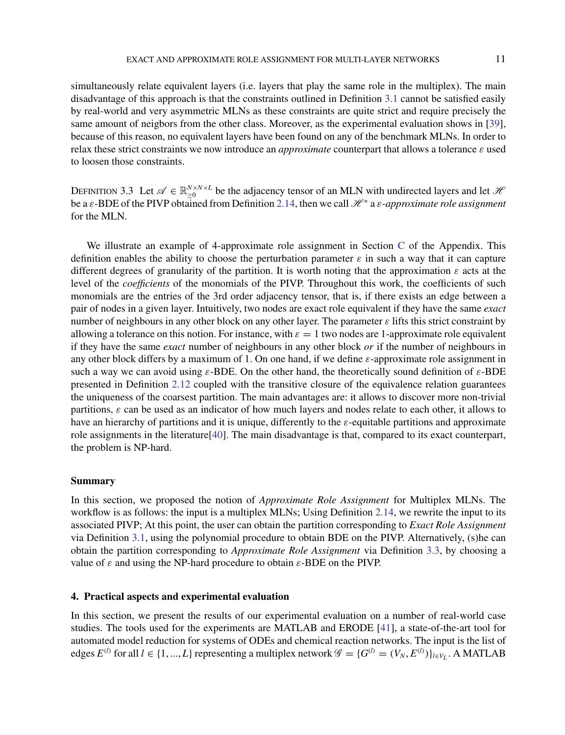simultaneously relate equivalent layers (i.e. layers that play the same role in the multiplex). The main disadvantage of this approach is that the constraints outlined in Definition 3.1 cannot be satisfied easily by real-world and very asymmetric MLNs as these constraints are quite strict and require precisely the same amount of neigbors from the other class. Moreover, as the experimental evaluation shows in [39], because of this reason, no equivalent layers have been found on any of the benchmark MLNs. In order to relax these strict constraints we now introduce an *approximate* counterpart that allows a tolerance $\varepsilon$ used to loosen those constraints.

DEFINITION 3.3 Let $\mathscr{A} \in \mathbb{R}_{\geq 0}^{N \times N \times L}$ be the adjacency tensor of an MLN with undirected layers and let $\mathscr{H}$ be a $\varepsilon$-BDE of the PIVP obtained from Definition 2.14, then we call $\mathscr{H}^*$ a *$\varepsilon$-approximate role assignment* for the MLN.

We illustrate an example of 4-approximate role assignment in Section C of the Appendix. This definition enables the ability to choose the perturbation parameter $\varepsilon$ in such a way that it can capture different degrees of granularity of the partition. It is worth noting that the approximation $\varepsilon$ acts at the level of the *coefficients* of the monomials of the PIVP. Throughout this work, the coefficients of such monomials are the entries of the 3rd order adjacency tensor, that is, if there exists an edge between a pair of nodes in a given layer. Intuitively, two nodes are exact role equivalent if they have the same *exact* number of neighbours in any other block on any other layer. The parameter $\varepsilon$ lifts this strict constraint by allowing a tolerance on this notion. For instance, with $\varepsilon = 1$ two nodes are 1-approximate role equivalent if they have the same *exact* number of neighbours in any other block *or* if the number of neighbours in any other block differs by a maximum of 1. On one hand, if we define $\varepsilon$-approximate role assignment in such a way we can avoid using $\varepsilon$-BDE. On the other hand, the theoretically sound definition of $\varepsilon$-BDE presented in Definition 2.12 coupled with the transitive closure of the equivalence relation guarantees the uniqueness of the coarsest partition. The main advantages are: it allows to discover more non-trivial partitions, $\varepsilon$ can be used as an indicator of how much layers and nodes relate to each other, it allows to have an hierarchy of partitions and it is unique, differently to the $\varepsilon$-equitable partitions and approximate role assignments in the literature[40]. The main disadvantage is that, compared to its exact counterpart, the problem is NP-hard.

**Summary**

In this section, we proposed the notion of *Approximate Role Assignment* for Multiplex MLNs. The workflow is as follows: the input is a multiplex MLNs; Using Definition 2.14, we rewrite the input to its associated PIVP; At this point, the user can obtain the partition corresponding to *Exact Role Assignment* via Definition 3.1, using the polynomial procedure to obtain BDE on the PIVP. Alternatively, (s)he can obtain the partition corresponding to *Approximate Role Assignment* via Definition 3.3, by choosing a value of $\varepsilon$ and using the NP-hard procedure to obtain $\varepsilon$-BDE on the PIVP.

## 4. Practical aspects and experimental evaluation

In this section, we present the results of our experimental evaluation on a number of real-world case studies. The tools used for the experiments are MATLAB and ERODE [41], a state-of-the-art tool for automated model reduction for systems of ODEs and chemical reaction networks. The input is the list of edges $E^{(l)}$ for all $l \in \{1, ..., L\}$ representing a multiplex network $\mathscr{G} = \{G^{(l)} = (V_N, E^{(l)})\}_{l \in V_L}$. A MATLAB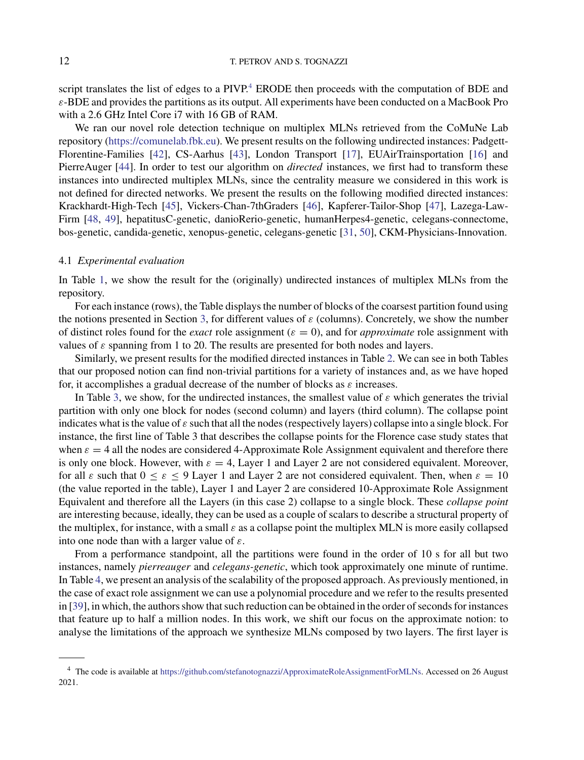script translates the list of edges to a PIVP.[4] ERODE then proceeds with the computation of BDE and $\varepsilon$-BDE and provides the partitions as its output. All experiments have been conducted on a MacBook Pro with a 2.6 GHz Intel Core i7 with 16 GB of RAM.

We ran our novel role detection technique on multiplex MLNs retrieved from the CoMuNe Lab repository (https://comunelab.fbk.eu). We present results on the following undirected instances: Padgett-Florentine-Families [42], CS-Aarhus [43], London Transport [17], EUAirTrainsportation [16] and PierreAuger [44]. In order to test our algorithm on *directed* instances, we first had to transform these instances into undirected multiplex MLNs, since the centrality measure we considered in this work is not defined for directed networks. We present the results on the following modified directed instances: Krackhardt-High-Tech [45], Vickers-Chan-7thGraders [46], Kapferer-Tailor-Shop [47], Lazega-Law-Firm [48, 49], hepatitusC-genetic, danioRerio-genetic, humanHerpes4-genetic, celegans-connectome, bos-genetic, candida-genetic, xenopus-genetic, celegans-genetic [31, 50], CKM-Physicians-Innovation.

## 4.1 *Experimental evaluation*

In Table 1, we show the result for the (originally) undirected instances of multiplex MLNs from the repository.

For each instance (rows), the Table displays the number of blocks of the coarsest partition found using the notions presented in Section 3, for different values of $\varepsilon$ (columns). Concretely, we show the number of distinct roles found for the *exact* role assignment ($\varepsilon = 0$), and for *approximate* role assignment with values of $\varepsilon$ spanning from 1 to 20. The results are presented for both nodes and layers.

Similarly, we present results for the modified directed instances in Table 2. We can see in both Tables that our proposed notion can find non-trivial partitions for a variety of instances and, as we have hoped for, it accomplishes a gradual decrease of the number of blocks as $\varepsilon$ increases.

In Table 3, we show, for the undirected instances, the smallest value of $\varepsilon$ which generates the trivial partition with only one block for nodes (second column) and layers (third column). The collapse point indicates what is the value of $\varepsilon$ such that all the nodes (respectively layers) collapse into a single block. For instance, the first line of Table 3 that describes the collapse points for the Florence case study states that when $\varepsilon = 4$ all the nodes are considered 4-Approximate Role Assignment equivalent and therefore there is only one block. However, with $\varepsilon = 4$, Layer 1 and Layer 2 are not considered equivalent. Moreover, for all $\varepsilon$ such that $0 \leq \varepsilon \leq 9$ Layer 1 and Layer 2 are not considered equivalent. Then, when $\varepsilon = 10$ (the value reported in the table), Layer 1 and Layer 2 are considered 10-Approximate Role Assignment Equivalent and therefore all the Layers (in this case 2) collapse to a single block. These *collapse point* are interesting because, ideally, they can be used as a couple of scalars to describe a structural property of the multiplex, for instance, with a small $\varepsilon$ as a collapse point the multiplex MLN is more easily collapsed into one node than with a larger value of $\varepsilon$.

From a performance standpoint, all the partitions were found in the order of 10 s for all but two instances, namely *pierreauger* and *celegans-genetic*, which took approximately one minute of runtime. In Table 4, we present an analysis of the scalability of the proposed approach. As previously mentioned, in the case of exact role assignment we can use a polynomial procedure and we refer to the results presented in [39], in which, the authors show that such reduction can be obtained in the order of seconds for instances that feature up to half a million nodes. In this work, we shift our focus on the approximate notion: to analyse the limitations of the approach we synthesize MLNs composed by two layers. The first layer is

---

[4] The code is available at https://github.com/stefanotognazzi/ApproximateRoleAssignmentForMLNs. Accessed on 26 August 2021.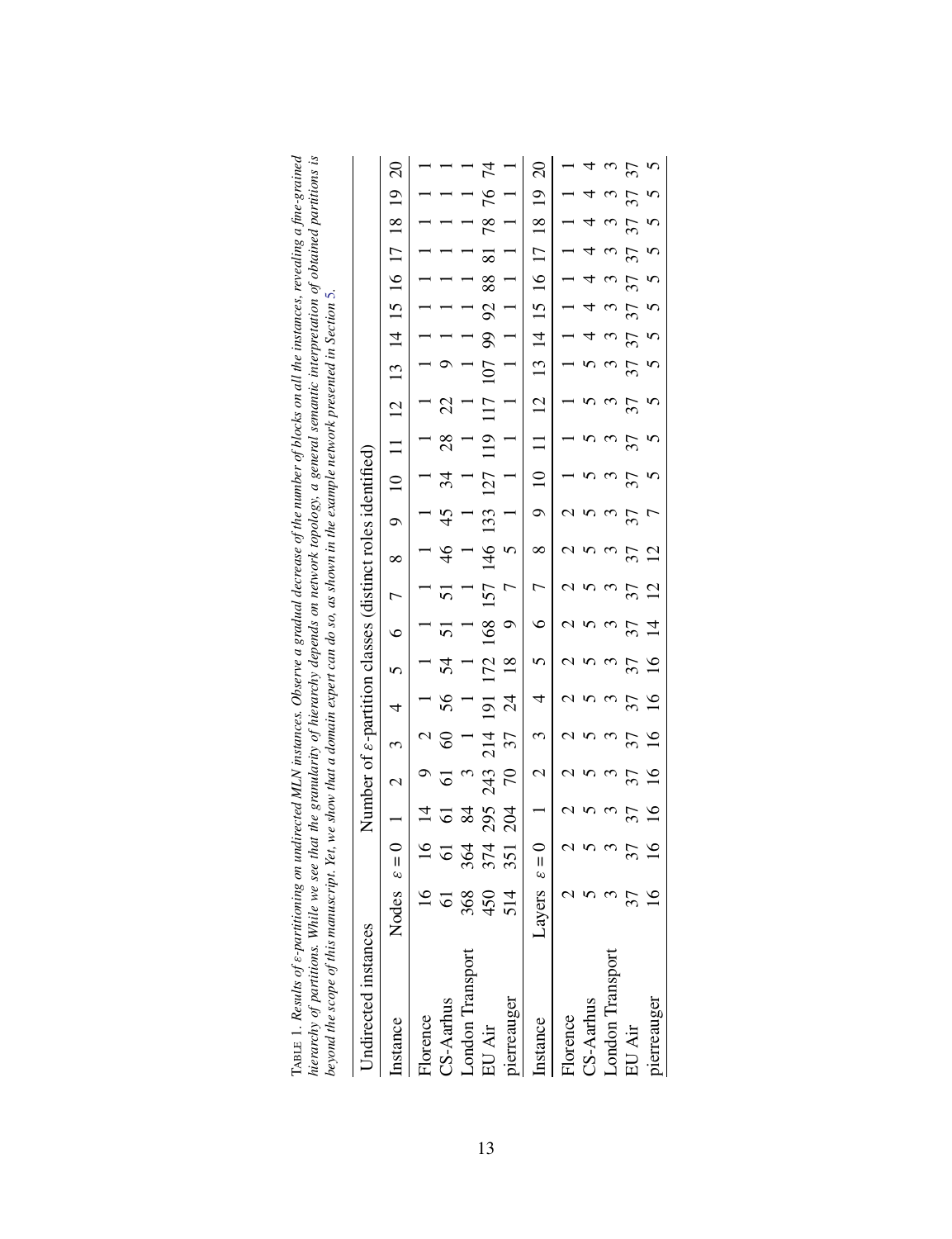TABLE 1. *Results of ε-partitioning on undirected MLN instances. Observe a gradual decrease of the number of blocks on all the instances, revealing a fine-grained hierarchy of partitions. While we see that the granularity of hierarchy depends on network topology, a general semantic interpretation of obtained partitions is beyond the scope of this manuscript. Yet, we show that a domain expert can do so, as shown in the example network presented in Section 5.*

| Undirected instances | | Number of ε-partition classes (distinct roles identified) | | | | | | | | | | | | | | | | | | | | |
|---|---|---|---|---|---|---|---|---|---|---|---|---|---|---|---|---|---|---|---|---|---|---|
| Instance | Nodes | $\varepsilon = 0$ | 1 | 2 | 3 | 4 | 5 | 6 | 7 | 8 | 9 | 10 | 11 | 12 | 13 | 14 | 15 | 16 | 17 | 18 | 19 | 20 |
| Florence | 16 | 16 | 14 | 9 | 2 | 1 | 1 | 1 | 1 | 1 | 1 | 1 | 1 | 1 | 1 | 1 | 1 | 1 | 1 | 1 | 1 | 1 |
| CS-Aarhus | 61 | 61 | 61 | 61 | 60 | 56 | 54 | 51 | 51 | 46 | 45 | 34 | 28 | 22 | 9 | 1 | 1 | 1 | 1 | 1 | 1 | 1 |
| London Transport | 368 | 364 | 84 | 3 | 1 | 1 | 1 | 1 | 1 | 1 | 1 | 1 | 1 | 1 | 1 | 1 | 1 | 1 | 1 | 1 | 1 | 1 |
| EU Air | 450 | 374 | 295 | 243 | 214 | 191 | 172 | 168 | 157 | 146 | 133 | 127 | 119 | 117 | 107 | 99 | 92 | 88 | 81 | 78 | 76 | 74 |
| pierreauger | 514 | 351 | 204 | 70 | 37 | 24 | 18 | 9 | 7 | 5 | 1 | 1 | 1 | 1 | 1 | 1 | 1 | 1 | 1 | 1 | 1 | 1 |
| Instance | Layers | $\varepsilon = 0$ | 1 | 2 | 3 | 4 | 5 | 6 | 7 | 8 | 9 | 10 | 11 | 12 | 13 | 14 | 15 | 16 | 17 | 18 | 19 | 20 |
| Florence | 2 | 2 | 2 | 2 | 2 | 2 | 2 | 2 | 2 | 2 | 2 | 1 | 1 | 1 | 1 | 1 | 1 | 1 | 1 | 1 | 1 | 1 |
| CS-Aarhus | 5 | 5 | 5 | 5 | 5 | 5 | 5 | 5 | 5 | 5 | 5 | 5 | 5 | 5 | 5 | 4 | 4 | 4 | 4 | 4 | 4 | 4 |
| London Transport | 3 | 3 | 3 | 3 | 3 | 3 | 3 | 3 | 3 | 3 | 3 | 3 | 3 | 3 | 3 | 3 | 3 | 3 | 3 | 3 | 3 | 3 |
| EU Air | 37 | 37 | 37 | 37 | 37 | 37 | 37 | 37 | 37 | 37 | 37 | 37 | 37 | 37 | 37 | 37 | 37 | 37 | 37 | 37 | 37 | 37 |
| pierreauger | 16 | 16 | 16 | 16 | 16 | 16 | 16 | 14 | 12 | 12 | 7 | 5 | 5 | 5 | 5 | 5 | 5 | 5 | 5 | 5 | 5 | 5 |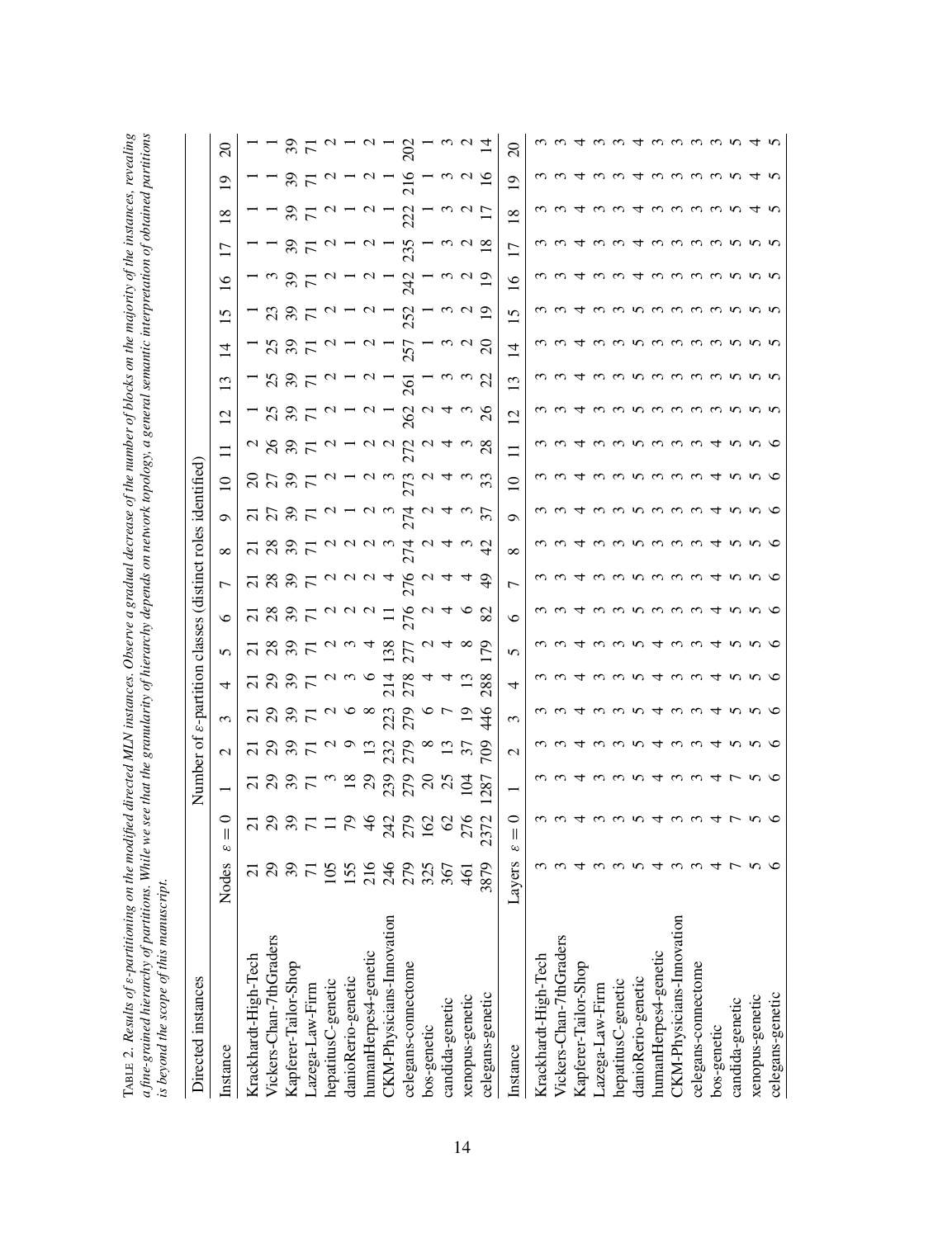TABLE 2. *Results of ε-partitioning on the modified directed MLN instances. Observe a gradual decrease of the number of blocks on the majority of the instances, revealing a fine-grained hierarchy of partitions. While we see that the granularity of hierarchy depends on network topology, a general semantic interpretation of obtained partitions is beyond the scope of this manuscript.*

| Directed instances | | Number of ε-partition classes (distinct roles identified) | | | | | | | | | | | | | | | | | | | | |
|---|---|---|---|---|---|---|---|---|---|---|---|---|---|---|---|---|---|---|---|---|---|---|
| Instance | Nodes | $\varepsilon = 0$ | 1 | 2 | 3 | 4 | 5 | 6 | 7 | 8 | 9 | 10 | 11 | 12 | 13 | 14 | 15 | 16 | 17 | 18 | 19 | 20 |
| Krackhardt-High-Tech | 21 | 21 | 21 | 21 | 21 | 21 | 21 | 21 | 21 | 21 | 21 | 20 | 2 | 1 | 1 | 1 | 1 | 1 | 1 | 1 | 1 | 1 |
| Vickers-Chan-7thGraders | 29 | 29 | 29 | 29 | 29 | 29 | 28 | 28 | 28 | 28 | 27 | 27 | 26 | 25 | 25 | 25 | 23 | 3 | 1 | 1 | 1 | 1 |
| Kapferer-Tailor-Shop | 39 | 39 | 39 | 39 | 39 | 39 | 39 | 39 | 39 | 39 | 39 | 39 | 39 | 39 | 39 | 39 | 39 | 39 | 39 | 39 | 39 | 39 |
| Lazega-Law-Firm | 71 | 71 | 71 | 71 | 71 | 71 | 71 | 71 | 71 | 71 | 71 | 71 | 71 | 71 | 71 | 71 | 71 | 71 | 71 | 71 | 71 | 71 |
| hepatitusC-genetic | 105 | 11 | 3 | 2 | 2 | 2 | 2 | 2 | 2 | 2 | 2 | 2 | 2 | 2 | 2 | 2 | 2 | 2 | 2 | 2 | 2 | 2 |
| danioRerio-genetic | 155 | 79 | 18 | 9 | 6 | 3 | 3 | 2 | 2 | 2 | 1 | 1 | 1 | 1 | 1 | 1 | 1 | 1 | 1 | 1 | 1 | 1 |
| humanHerpes4-genetic | 216 | 46 | 29 | 13 | 8 | 6 | 4 | 2 | 2 | 2 | 2 | 2 | 2 | 2 | 2 | 2 | 2 | 2 | 2 | 2 | 2 | 2 |
| CKM-Physicians-Innovation | 246 | 242 | 239 | 232 | 223 | 214 | 138 | 11 | 4 | 3 | 3 | 3 | 2 | 1 | 1 | 1 | 1 | 1 | 1 | 1 | 1 | 1 |
| celegans-connectome | 279 | 279 | 279 | 279 | 279 | 278 | 277 | 276 | 276 | 274 | 274 | 273 | 272 | 262 | 261 | 257 | 252 | 242 | 235 | 222 | 216 | 202 |
| bos-genetic | 325 | 162 | 20 | 8 | 6 | 4 | 2 | 2 | 2 | 2 | 2 | 2 | 2 | 2 | 1 | 1 | 1 | 1 | 1 | 1 | 1 | 1 |
| candida-genetic | 367 | 62 | 25 | 13 | 7 | 4 | 4 | 4 | 4 | 4 | 4 | 4 | 4 | 4 | 3 | 3 | 3 | 3 | 3 | 3 | 3 | 3 |
| xenopus-genetic | 461 | 276 | 104 | 37 | 19 | 13 | 8 | 6 | 4 | 3 | 3 | 3 | 3 | 3 | 3 | 2 | 2 | 2 | 2 | 2 | 2 | 2 |
| celegans-genetic | 3879 | 2372 | 1287 | 709 | 446 | 288 | 179 | 82 | 49 | 42 | 37 | 33 | 28 | 26 | 22 | 20 | 19 | 19 | 18 | 17 | 16 | 14 |
| **Instance** | **Layers** | $\varepsilon = 0$ | 1 | 2 | 3 | 4 | 5 | 6 | 7 | 8 | 9 | 10 | 11 | 12 | 13 | 14 | 15 | 16 | 17 | 18 | 19 | 20 |
| Krackhardt-High-Tech | 3 | 3 | 3 | 3 | 3 | 3 | 3 | 3 | 3 | 3 | 3 | 3 | 3 | 3 | 3 | 3 | 3 | 3 | 3 | 3 | 3 | 3 |
| Vickers-Chan-7thGraders | 3 | 3 | 3 | 3 | 3 | 3 | 3 | 3 | 3 | 3 | 3 | 3 | 3 | 3 | 3 | 3 | 3 | 3 | 3 | 3 | 3 | 3 |
| Kapferer-Tailor-Shop | 4 | 4 | 4 | 4 | 4 | 4 | 4 | 4 | 4 | 4 | 4 | 4 | 4 | 4 | 4 | 4 | 4 | 4 | 4 | 4 | 4 | 4 |
| Lazega-Law-Firm | 3 | 3 | 3 | 3 | 3 | 3 | 3 | 3 | 3 | 3 | 3 | 3 | 3 | 3 | 3 | 3 | 3 | 3 | 3 | 3 | 3 | 3 |
| hepatitusC-genetic | 3 | 3 | 3 | 3 | 3 | 3 | 3 | 3 | 3 | 3 | 3 | 3 | 3 | 3 | 3 | 3 | 3 | 3 | 3 | 3 | 3 | 3 |
| danioRerio-genetic | 5 | 5 | 5 | 5 | 5 | 5 | 5 | 5 | 5 | 5 | 5 | 5 | 5 | 5 | 5 | 5 | 5 | 4 | 4 | 4 | 4 | 4 |
| humanHerpes4-genetic | 4 | 4 | 4 | 4 | 4 | 4 | 4 | 3 | 3 | 3 | 3 | 3 | 3 | 3 | 3 | 3 | 3 | 3 | 3 | 3 | 3 | 3 |
| CKM-Physicians-Innovation | 3 | 3 | 3 | 3 | 3 | 3 | 3 | 3 | 3 | 3 | 3 | 3 | 3 | 3 | 3 | 3 | 3 | 3 | 3 | 3 | 3 | 3 |
| celegans-connectome | 3 | 3 | 3 | 3 | 3 | 3 | 3 | 3 | 3 | 3 | 3 | 3 | 3 | 3 | 3 | 3 | 3 | 3 | 3 | 3 | 3 | 3 |
| bos-genetic | 4 | 4 | 4 | 4 | 4 | 4 | 4 | 4 | 4 | 4 | 4 | 4 | 4 | 3 | 3 | 3 | 3 | 3 | 3 | 3 | 3 | 3 |
| candida-genetic | 7 | 7 | 7 | 5 | 5 | 5 | 5 | 5 | 5 | 5 | 5 | 5 | 5 | 5 | 5 | 5 | 5 | 5 | 5 | 5 | 5 | 5 |
| xenopus-genetic | 5 | 5 | 5 | 5 | 5 | 5 | 5 | 5 | 5 | 5 | 5 | 5 | 5 | 5 | 5 | 5 | 5 | 5 | 5 | 4 | 4 | 4 |
| celegans-genetic | 6 | 6 | 6 | 6 | 6 | 6 | 6 | 6 | 6 | 6 | 6 | 6 | 6 | 5 | 5 | 5 | 5 | 5 | 5 | 5 | 5 | 5 |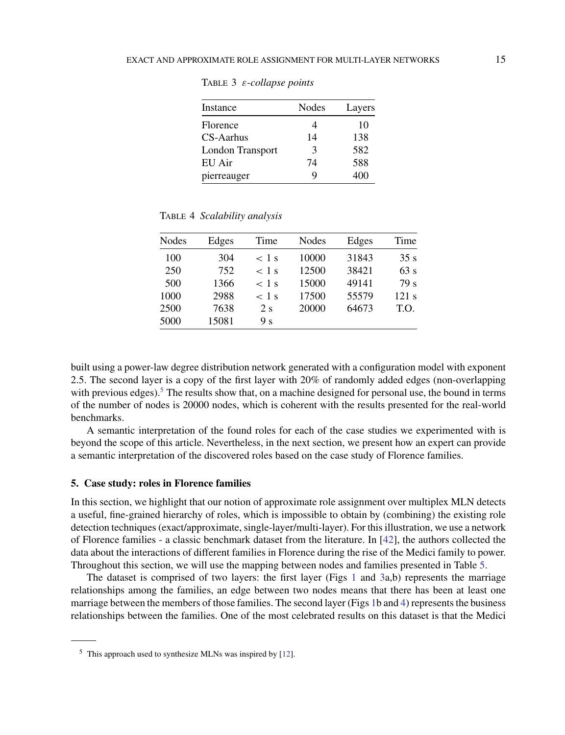TABLE 3 *ε-collapse points*

| Instance | Nodes | Layers |
|---|---|---|
| Florence | 4 | 10 |
| CS-Aarhus | 14 | 138 |
| London Transport | 3 | 582 |
| EU Air | 74 | 588 |
| pierreauger | 9 | 400 |

TABLE 4 *Scalability analysis*

| Nodes | Edges | Time | Nodes | Edges | Time |
|---|---|---|---|---|---|
| 100 | 304 | $< 1$ s | 10000 | 31843 | 35 s |
| 250 | 752 | $< 1$ s | 12500 | 38421 | 63 s |
| 500 | 1366 | $< 1$ s | 15000 | 49141 | 79 s |
| 1000 | 2988 | $< 1$ s | 17500 | 55579 | 121 s |
| 2500 | 7638 | 2 s | 20000 | 64673 | T.O. |
| 5000 | 15081 | 9 s | | | |

built using a power-law degree distribution network generated with a configuration model with exponent 2.5. The second layer is a copy of the first layer with 20% of randomly added edges (non-overlapping with previous edges).[5] The results show that, on a machine designed for personal use, the bound in terms of the number of nodes is 20000 nodes, which is coherent with the results presented for the real-world benchmarks.

A semantic interpretation of the found roles for each of the case studies we experimented with is beyond the scope of this article. Nevertheless, in the next section, we present how an expert can provide a semantic interpretation of the discovered roles based on the case study of Florence families.

## 5. Case study: roles in Florence families

In this section, we highlight that our notion of approximate role assignment over multiplex MLN detects a useful, fine-grained hierarchy of roles, which is impossible to obtain by (combining) the existing role detection techniques (exact/approximate, single-layer/multi-layer). For this illustration, we use a network of Florence families - a classic benchmark dataset from the literature. In [42], the authors collected the data about the interactions of different families in Florence during the rise of the Medici family to power. Throughout this section, we will use the mapping between nodes and families presented in Table 5.

The dataset is comprised of two layers: the first layer (Figs 1 and 3a,b) represents the marriage relationships among the families, an edge between two nodes means that there has been at least one marriage between the members of those families. The second layer (Figs 1b and 4) represents the business relationships between the families. One of the most celebrated results on this dataset is that the Medici

[5] This approach used to synthesize MLNs was inspired by [12].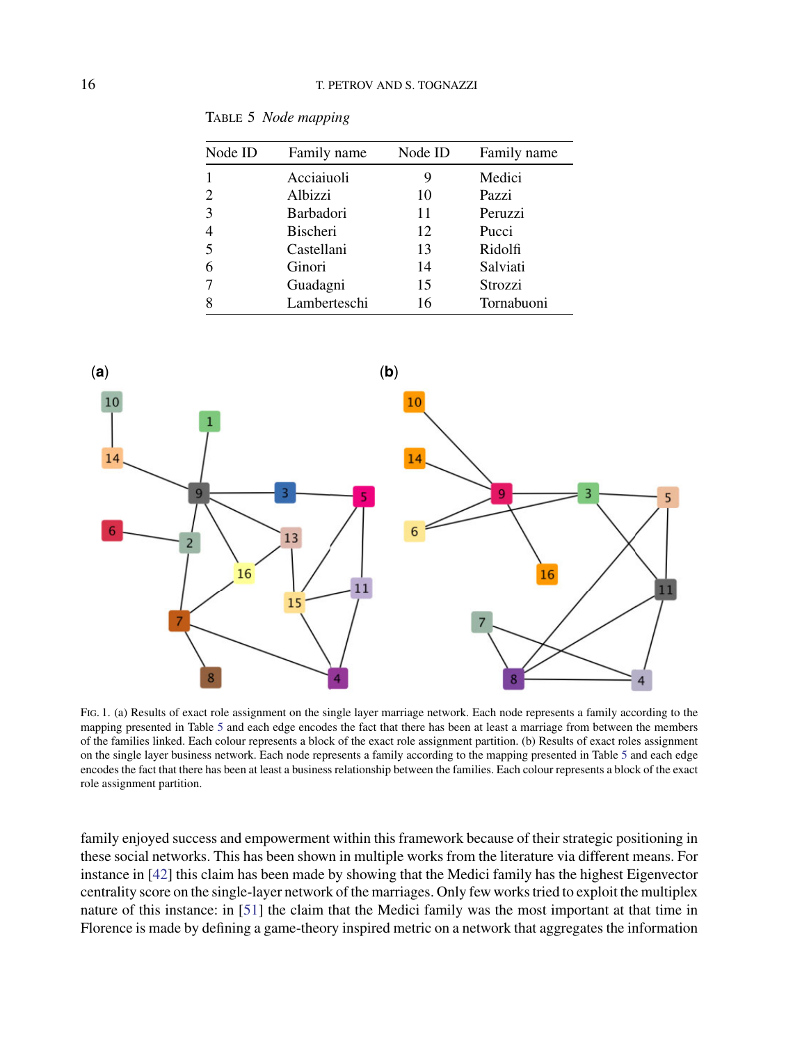TABLE 5 *Node mapping*

| Node ID | Family name | Node ID | Family name |
|---|---|---|---|
| 1 | Acciaiuoli | 9 | Medici |
| 2 | Albizzi | 10 | Pazzi |
| 3 | Barbadori | 11 | Peruzzi |
| 4 | Bischeri | 12 | Pucci |
| 5 | Castellani | 13 | Ridolfi |
| 6 | Ginori | 14 | Salviati |
| 7 | Guadagni | 15 | Strozzi |
| 8 | Lamberteschi | 16 | Tornabuoni |

FIG. 1. (a) Results of exact role assignment on the single layer marriage network. Each node represents a family according to the mapping presented in Table 5 and each edge encodes the fact that there has been at least a marriage from between the members of the families linked. Each colour represents a block of the exact role assignment partition. (b) Results of exact roles assignment on the single layer business network. Each node represents a family according to the mapping presented in Table 5 and each edge encodes the fact that there has been at least a business relationship between the families. Each colour represents a block of the exact role assignment partition.

family enjoyed success and empowerment within this framework because of their strategic positioning in these social networks. This has been shown in multiple works from the literature via different means. For instance in [42] this claim has been made by showing that the Medici family has the highest Eigenvector centrality score on the single-layer network of the marriages. Only few works tried to exploit the multiplex nature of this instance: in [51] the claim that the Medici family was the most important at that time in Florence is made by defining a game-theory inspired metric on a network that aggregates the information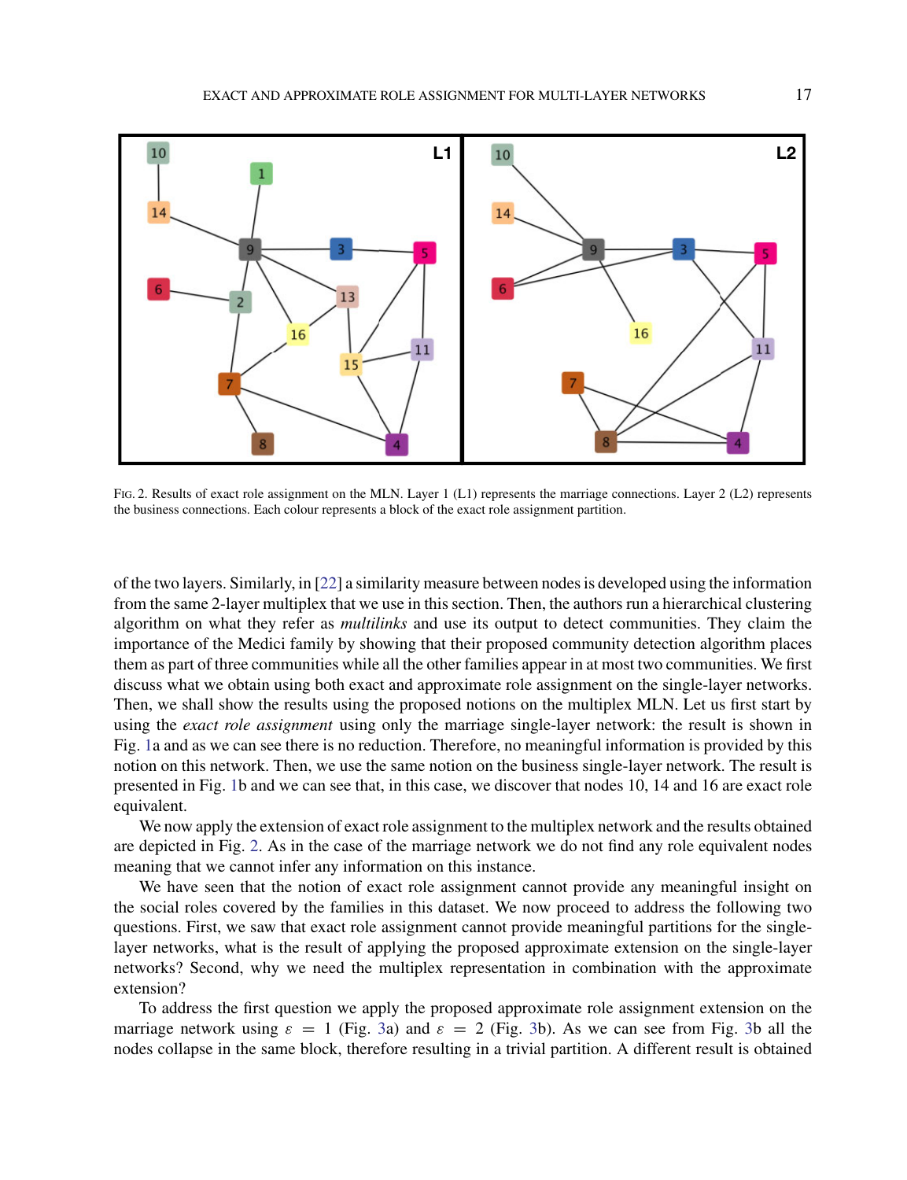FIG. 2. Results of exact role assignment on the MLN. Layer 1 (L1) represents the marriage connections. Layer 2 (L2) represents the business connections. Each colour represents a block of the exact role assignment partition.

of the two layers. Similarly, in [22] a similarity measure between nodes is developed using the information from the same 2-layer multiplex that we use in this section. Then, the authors run a hierarchical clustering algorithm on what they refer as *multilinks* and use its output to detect communities. They claim the importance of the Medici family by showing that their proposed community detection algorithm places them as part of three communities while all the other families appear in at most two communities. We first discuss what we obtain using both exact and approximate role assignment on the single-layer networks. Then, we shall show the results using the proposed notions on the multiplex MLN. Let us first start by using the *exact role assignment* using only the marriage single-layer network: the result is shown in Fig. 1a and as we can see there is no reduction. Therefore, no meaningful information is provided by this notion on this network. Then, we use the same notion on the business single-layer network. The result is presented in Fig. 1b and we can see that, in this case, we discover that nodes 10, 14 and 16 are exact role equivalent.

We now apply the extension of exact role assignment to the multiplex network and the results obtained are depicted in Fig. 2. As in the case of the marriage network we do not find any role equivalent nodes meaning that we cannot infer any information on this instance.

We have seen that the notion of exact role assignment cannot provide any meaningful insight on the social roles covered by the families in this dataset. We now proceed to address the following two questions. First, we saw that exact role assignment cannot provide meaningful partitions for the single-layer networks, what is the result of applying the proposed approximate extension on the single-layer networks? Second, why we need the multiplex representation in combination with the approximate extension?

To address the first question we apply the proposed approximate role assignment extension on the marriage network using $\varepsilon = 1$ (Fig. 3a) and $\varepsilon = 2$ (Fig. 3b). As we can see from Fig. 3b all the nodes collapse in the same block, therefore resulting in a trivial partition. A different result is obtained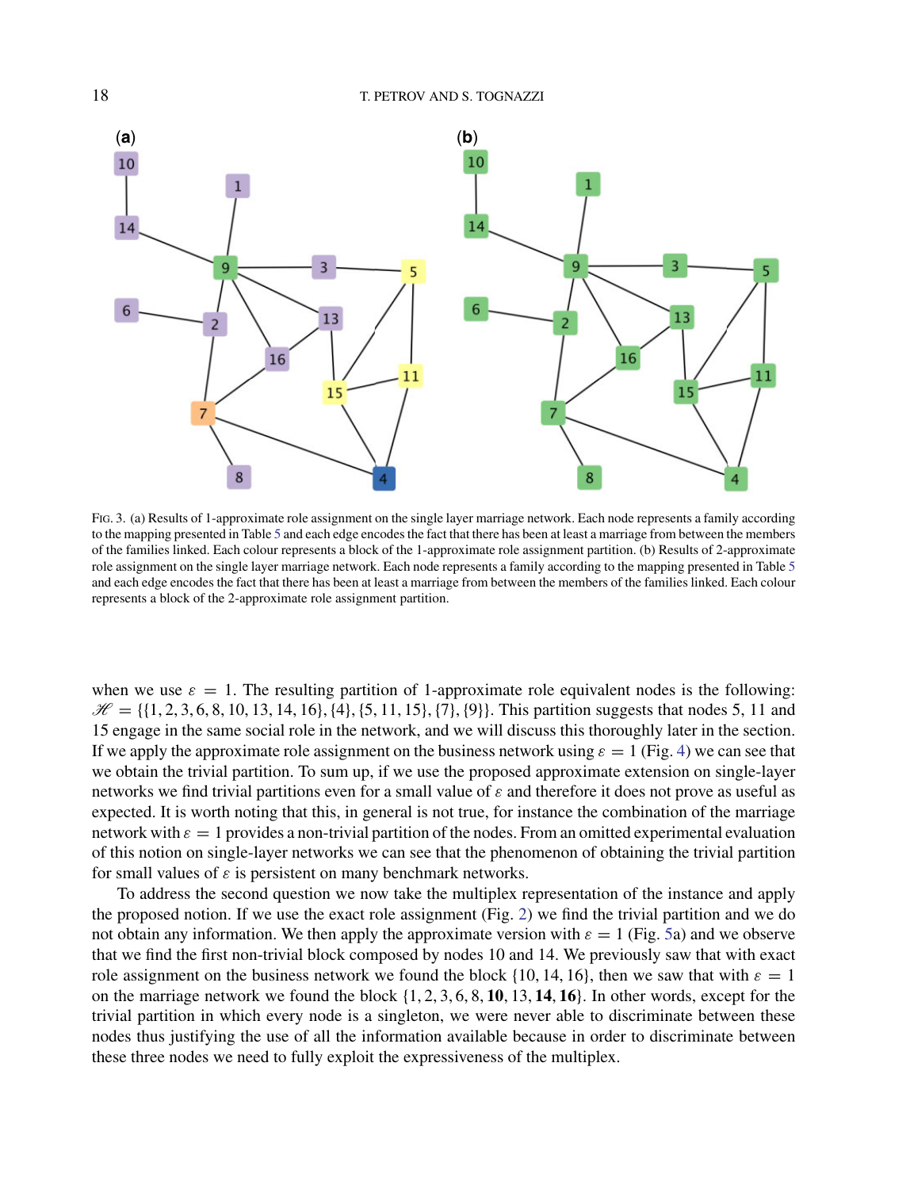FIG. 3. (a) Results of 1-approximate role assignment on the single layer marriage network. Each node represents a family according to the mapping presented in Table 5 and each edge encodes the fact that there has been at least a marriage from between the members of the families linked. Each colour represents a block of the 1-approximate role assignment partition. (b) Results of 2-approximate role assignment on the single layer marriage network. Each node represents a family according to the mapping presented in Table 5 and each edge encodes the fact that there has been at least a marriage from between the members of the families linked. Each colour represents a block of the 2-approximate role assignment partition.

when we use $\varepsilon = 1$. The resulting partition of 1-approximate role equivalent nodes is the following: $\mathscr{H} = \{\{1, 2, 3, 6, 8, 10, 13, 14, 16\}, \{4\}, \{5, 11, 15\}, \{7\}, \{9\}\}$. This partition suggests that nodes 5, 11 and 15 engage in the same social role in the network, and we will discuss this thoroughly later in the section. If we apply the approximate role assignment on the business network using $\varepsilon = 1$ (Fig. 4) we can see that we obtain the trivial partition. To sum up, if we use the proposed approximate extension on single-layer networks we find trivial partitions even for a small value of $\varepsilon$ and therefore it does not prove as useful as expected. It is worth noting that this, in general is not true, for instance the combination of the marriage network with $\varepsilon = 1$ provides a non-trivial partition of the nodes. From an omitted experimental evaluation of this notion on single-layer networks we can see that the phenomenon of obtaining the trivial partition for small values of $\varepsilon$ is persistent on many benchmark networks.

To address the second question we now take the multiplex representation of the instance and apply the proposed notion. If we use the exact role assignment (Fig. 2) we find the trivial partition and we do not obtain any information. We then apply the approximate version with $\varepsilon = 1$ (Fig. 5a) and we observe that we find the first non-trivial block composed by nodes 10 and 14. We previously saw that with exact role assignment on the business network we found the block $\{10, 14, 16\}$, then we saw that with $\varepsilon = 1$ on the marriage network we found the block $\{1, 2, 3, 6, 8, \mathbf{10}, 13, \mathbf{14}, \mathbf{16}\}$. In other words, except for the trivial partition in which every node is a singleton, we were never able to discriminate between these nodes thus justifying the use of all the information available because in order to discriminate between these three nodes we need to fully exploit the expressiveness of the multiplex.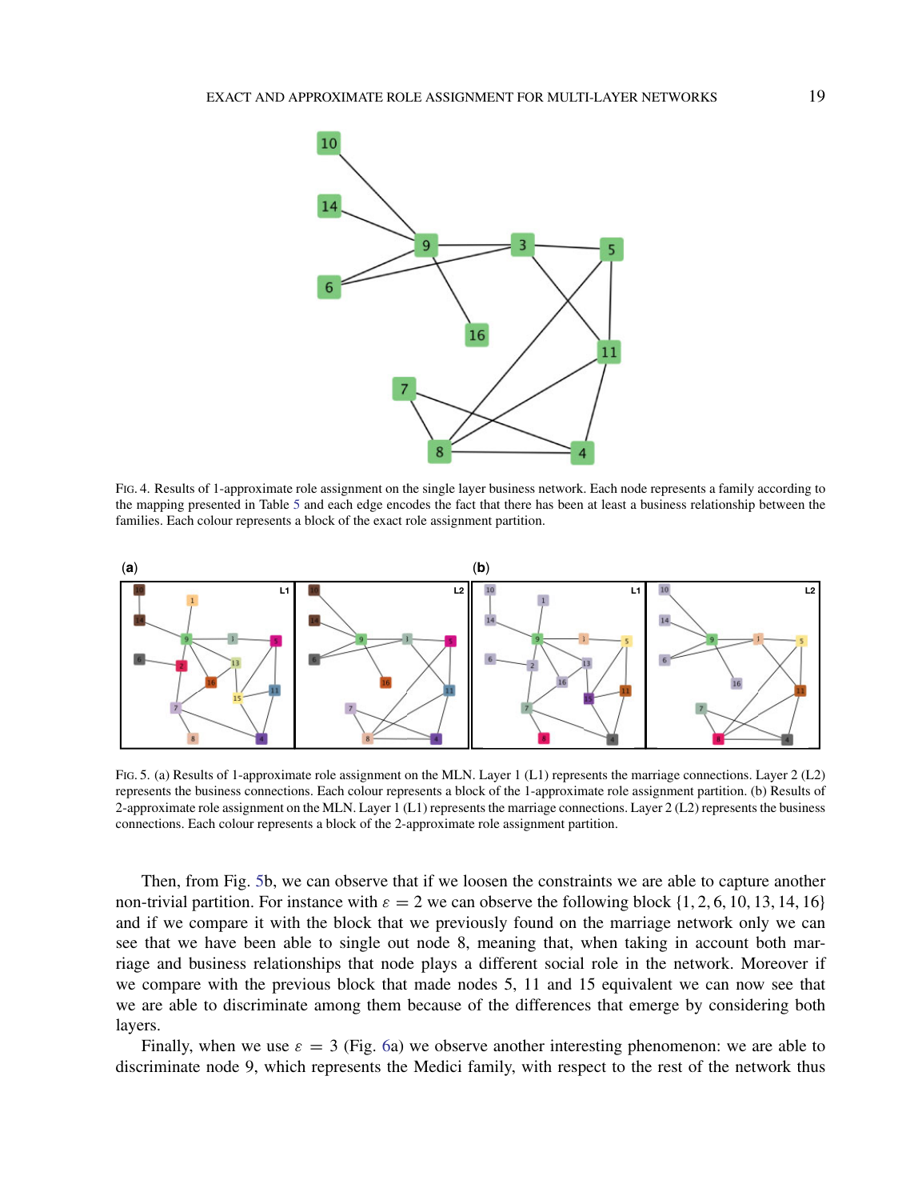FIG. 4. Results of 1-approximate role assignment on the single layer business network. Each node represents a family according to the mapping presented in Table 5 and each edge encodes the fact that there has been at least a business relationship between the families. Each colour represents a block of the exact role assignment partition.

FIG. 5. (a) Results of 1-approximate role assignment on the MLN. Layer 1 (L1) represents the marriage connections. Layer 2 (L2) represents the business connections. Each colour represents a block of the 1-approximate role assignment partition. (b) Results of 2-approximate role assignment on the MLN. Layer 1 (L1) represents the marriage connections. Layer 2 (L2) represents the business connections. Each colour represents a block of the 2-approximate role assignment partition.

Then, from Fig. 5b, we can observe that if we loosen the constraints we are able to capture another non-trivial partition. For instance with $\varepsilon = 2$ we can observe the following block $\{1, 2, 6, 10, 13, 14, 16\}$ and if we compare it with the block that we previously found on the marriage network only we can see that we have been able to single out node 8, meaning that, when taking in account both marriage and business relationships that node plays a different social role in the network. Moreover if we compare with the previous block that made nodes 5, 11 and 15 equivalent we can now see that we are able to discriminate among them because of the differences that emerge by considering both layers.

Finally, when we use $\varepsilon = 3$ (Fig. 6a) we observe another interesting phenomenon: we are able to discriminate node 9, which represents the Medici family, with respect to the rest of the network thus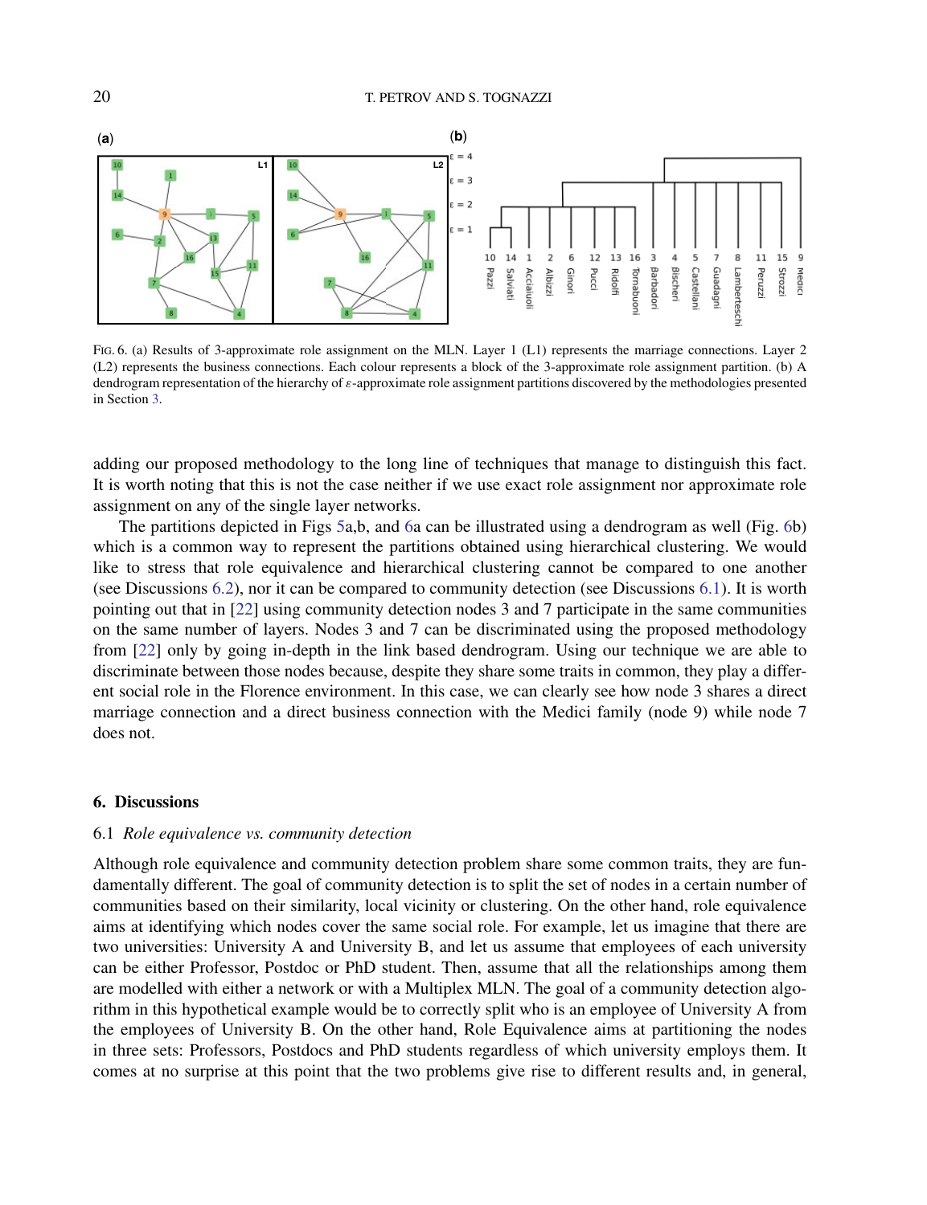FIG. 6. (a) Results of 3-approximate role assignment on the MLN. Layer 1 (L1) represents the marriage connections. Layer 2 (L2) represents the business connections. Each colour represents a block of the 3-approximate role assignment partition. (b) A dendrogram representation of the hierarchy of $\varepsilon$-approximate role assignment partitions discovered by the methodologies presented in Section 3.

adding our proposed methodology to the long line of techniques that manage to distinguish this fact. It is worth noting that this is not the case neither if we use exact role assignment nor approximate role assignment on any of the single layer networks.

The partitions depicted in Figs 5a,b, and 6a can be illustrated using a dendrogram as well (Fig. 6b) which is a common way to represent the partitions obtained using hierarchical clustering. We would like to stress that role equivalence and hierarchical clustering cannot be compared to one another (see Discussions 6.2), nor it can be compared to community detection (see Discussions 6.1). It is worth pointing out that in [22] using community detection nodes 3 and 7 participate in the same communities on the same number of layers. Nodes 3 and 7 can be discriminated using the proposed methodology from [22] only by going in-depth in the link based dendrogram. Using our technique we are able to discriminate between those nodes because, despite they share some traits in common, they play a different social role in the Florence environment. In this case, we can clearly see how node 3 shares a direct marriage connection and a direct business connection with the Medici family (node 9) while node 7 does not.

## 6. Discussions

### 6.1 *Role equivalence vs. community detection*

Although role equivalence and community detection problem share some common traits, they are fundamentally different. The goal of community detection is to split the set of nodes in a certain number of communities based on their similarity, local vicinity or clustering. On the other hand, role equivalence aims at identifying which nodes cover the same social role. For example, let us imagine that there are two universities: University A and University B, and let us assume that employees of each university can be either Professor, Postdoc or PhD student. Then, assume that all the relationships among them are modelled with either a network or with a Multiplex MLN. The goal of a community detection algorithm in this hypothetical example would be to correctly split who is an employee of University A from the employees of University B. On the other hand, Role Equivalence aims at partitioning the nodes in three sets: Professors, Postdocs and PhD students regardless of which university employs them. It comes at no surprise at this point that the two problems give rise to different results and, in general,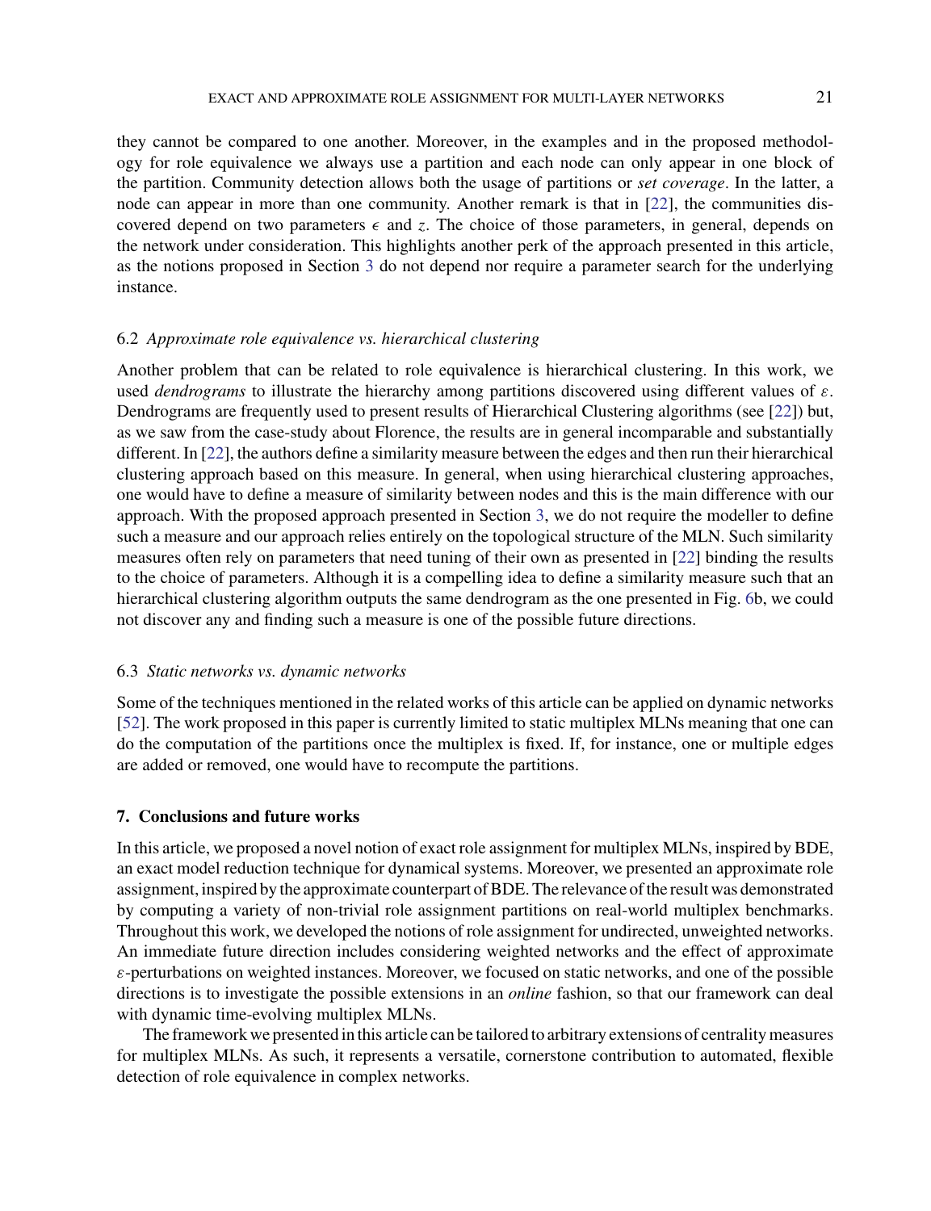they cannot be compared to one another. Moreover, in the examples and in the proposed methodology for role equivalence we always use a partition and each node can only appear in one block of the partition. Community detection allows both the usage of partitions or *set coverage*. In the latter, a node can appear in more than one community. Another remark is that in [22], the communities discovered depend on two parameters $\epsilon$ and $z$. The choice of those parameters, in general, depends on the network under consideration. This highlights another perk of the approach presented in this article, as the notions proposed in Section 3 do not depend nor require a parameter search for the underlying instance.

### 6.2 *Approximate role equivalence vs. hierarchical clustering*

Another problem that can be related to role equivalence is hierarchical clustering. In this work, we used *dendrograms* to illustrate the hierarchy among partitions discovered using different values of $\varepsilon$. Dendrograms are frequently used to present results of Hierarchical Clustering algorithms (see [22]) but, as we saw from the case-study about Florence, the results are in general incomparable and substantially different. In [22], the authors define a similarity measure between the edges and then run their hierarchical clustering approach based on this measure. In general, when using hierarchical clustering approaches, one would have to define a measure of similarity between nodes and this is the main difference with our approach. With the proposed approach presented in Section 3, we do not require the modeller to define such a measure and our approach relies entirely on the topological structure of the MLN. Such similarity measures often rely on parameters that need tuning of their own as presented in [22] binding the results to the choice of parameters. Although it is a compelling idea to define a similarity measure such that an hierarchical clustering algorithm outputs the same dendrogram as the one presented in Fig. 6b, we could not discover any and finding such a measure is one of the possible future directions.

### 6.3 *Static networks vs. dynamic networks*

Some of the techniques mentioned in the related works of this article can be applied on dynamic networks [52]. The work proposed in this paper is currently limited to static multiplex MLNs meaning that one can do the computation of the partitions once the multiplex is fixed. If, for instance, one or multiple edges are added or removed, one would have to recompute the partitions.

## 7. Conclusions and future works

In this article, we proposed a novel notion of exact role assignment for multiplex MLNs, inspired by BDE, an exact model reduction technique for dynamical systems. Moreover, we presented an approximate role assignment, inspired by the approximate counterpart of BDE. The relevance of the result was demonstrated by computing a variety of non-trivial role assignment partitions on real-world multiplex benchmarks. Throughout this work, we developed the notions of role assignment for undirected, unweighted networks. An immediate future direction includes considering weighted networks and the effect of approximate $\varepsilon$-perturbations on weighted instances. Moreover, we focused on static networks, and one of the possible directions is to investigate the possible extensions in an *online* fashion, so that our framework can deal with dynamic time-evolving multiplex MLNs.

The framework we presented in this article can be tailored to arbitrary extensions of centrality measures for multiplex MLNs. As such, it represents a versatile, cornerstone contribution to automated, flexible detection of role equivalence in complex networks.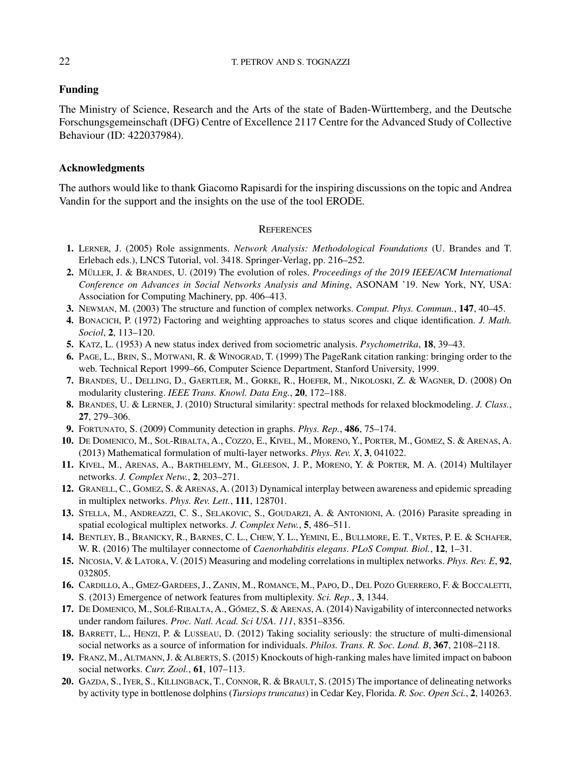## Funding

The Ministry of Science, Research and the Arts of the state of Baden-Württemberg, and the Deutsche Forschungsgemeinschaft (DFG) Centre of Excellence 2117 Centre for the Advanced Study of Collective Behaviour (ID: 422037984).

## Acknowledgments

The authors would like to thank Giacomo Rapisardi for the inspiring discussions on the topic and Andrea Vandin for the support and the insights on the use of the tool ERODE.

## References

1. Lerner, J. (2005) Role assignments. *Network Analysis: Methodological Foundations* (U. Brandes and T. Erlebach eds.), LNCS Tutorial, vol. 3418. Springer-Verlag, pp. 216–252.
2. Müller, J. & Brandes, U. (2019) The evolution of roles. *Proceedings of the 2019 IEEE/ACM International Conference on Advances in Social Networks Analysis and Mining*, ASONAM '19. New York, NY, USA: Association for Computing Machinery, pp. 406–413.
3. Newman, M. (2003) The structure and function of complex networks. *Comput. Phys. Commun.*, **147**, 40–45.
4. Bonacich, P. (1972) Factoring and weighting approaches to status scores and clique identification. *J. Math. Sociol*, **2**, 113–120.
5. Katz, L. (1953) A new status index derived from sociometric analysis. *Psychometrika*, **18**, 39–43.
6. Page, L., Brin, S., Motwani, R. & Winograd, T. (1999) The PageRank citation ranking: bringing order to the web. Technical Report 1999–66, Computer Science Department, Stanford University, 1999.
7. Brandes, U., Delling, D., Gaertler, M., Gorke, R., Hoefer, M., Nikoloski, Z. & Wagner, D. (2008) On modularity clustering. *IEEE Trans. Knowl. Data Eng.*, **20**, 172–188.
8. Brandes, U. & Lerner, J. (2010) Structural similarity: spectral methods for relaxed blockmodeling. *J. Class.*, **27**, 279–306.
9. Fortunato, S. (2009) Community detection in graphs. *Phys. Rep.*, **486**, 75–174.
10. De Domenico, M., Sol-Ribalta, A., Cozzo, E., Kivel, M., Moreno, Y., Porter, M., Gomez, S. & Arenas, A. (2013) Mathematical formulation of multi-layer networks. *Phys. Rev. X*, **3**, 041022.
11. Kivel, M., Arenas, A., Barthelemy, M., Gleeson, J. P., Moreno, Y. & Porter, M. A. (2014) Multilayer networks. *J. Complex Netw.*, **2**, 203–271.
12. Granell, C., Gomez, S. & Arenas, A. (2013) Dynamical interplay between awareness and epidemic spreading in multiplex networks. *Phys. Rev. Lett.*, **111**, 128701.
13. Stella, M., Andreazzi, C. S., Selakovic, S., Goudarzi, A. & Antonioni, A. (2016) Parasite spreading in spatial ecological multiplex networks. *J. Complex Netw.*, **5**, 486–511.
14. Bentley, B., Branicky, R., Barnes, C. L., Chew, Y. L., Yemini, E., Bullmore, E. T., Vrtes, P. E. & Schafer, W. R. (2016) The multilayer connectome of *Caenorhabditis elegans*. *PLoS Comput. Biol.*, **12**, 1–31.
15. Nicosia, V. & Latora, V. (2015) Measuring and modeling correlations in multiplex networks. *Phys. Rev. E*, **92**, 032805.
16. Cardillo, A., Gmez-Gardees, J., Zanin, M., Romance, M., Papo, D., Del Pozo Guerrero, F. & Boccaletti, S. (2013) Emergence of network features from multiplexity. *Sci. Rep.*, **3**, 1344.
17. De Domenico, M., Solé-Ribalta, A., Gómez, S. & Arenas, A. (2014) Navigability of interconnected networks under random failures. *Proc. Natl. Acad. Sci USA*. *111*, 8351–8356.
18. Barrett, L., Henzi, P. & Lusseau, D. (2012) Taking sociality seriously: the structure of multi-dimensional social networks as a source of information for individuals. *Philos. Trans. R. Soc. Lond. B*, **367**, 2108–2118.
19. Franz, M., Altmann, J. & Alberts, S. (2015) Knockouts of high-ranking males have limited impact on baboon social networks. *Curr. Zool.*, **61**, 107–113.
20. Gazda, S., Iyer, S., Killingback, T., Connor, R. & Brault, S. (2015) The importance of delineating networks by activity type in bottlenose dolphins (*Tursiops truncatus*) in Cedar Key, Florida. *R. Soc. Open Sci.*, **2**, 140263.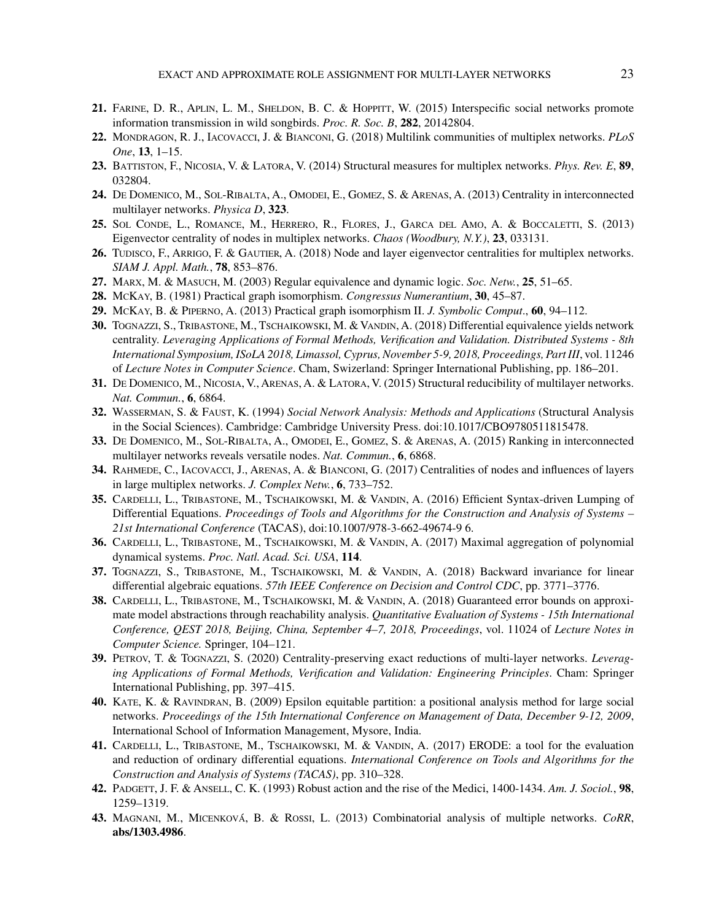**21.** Farine, D. R., Aplin, L. M., Sheldon, B. C. & Hoppitt, W. (2015) Interspecific social networks promote information transmission in wild songbirds. *Proc. R. Soc. B*, **282**, 20142804.

**22.** Mondragon, R. J., Iacovacci, J. & Bianconi, G. (2018) Multilink communities of multiplex networks. *PLoS One*, **13**, 1–15.

**23.** Battiston, F., Nicosia, V. & Latora, V. (2014) Structural measures for multiplex networks. *Phys. Rev. E*, **89**, 032804.

**24.** De Domenico, M., Sol-Ribalta, A., Omodei, E., Gomez, S. & Arenas, A. (2013) Centrality in interconnected multilayer networks. *Physica D*, **323**.

**25.** Sol Conde, L., Romance, M., Herrero, R., Flores, J., Garca del Amo, A. & Boccaletti, S. (2013) Eigenvector centrality of nodes in multiplex networks. *Chaos (Woodbury, N.Y.)*, **23**, 033131.

**26.** Tudisco, F., Arrigo, F. & Gautier, A. (2018) Node and layer eigenvector centralities for multiplex networks. *SIAM J. Appl. Math.*, **78**, 853–876.

**27.** Marx, M. & Masuch, M. (2003) Regular equivalence and dynamic logic. *Soc. Netw.*, **25**, 51–65.

**28.** McKay, B. (1981) Practical graph isomorphism. *Congressus Numerantium*, **30**, 45–87.

**29.** McKay, B. & Piperno, A. (2013) Practical graph isomorphism II. *J. Symbolic Comput.*, **60**, 94–112.

**30.** Tognazzi, S., Tribastone, M., Tschaikowski, M. & Vandin, A. (2018) Differential equivalence yields network centrality. *Leveraging Applications of Formal Methods, Verification and Validation. Distributed Systems - 8th International Symposium, ISoLA 2018, Limassol, Cyprus, November 5-9, 2018, Proceedings, Part III*, vol. 11246 of *Lecture Notes in Computer Science*. Cham, Swizerland: Springer International Publishing, pp. 186–201.

**31.** De Domenico, M., Nicosia, V., Arenas, A. & Latora, V. (2015) Structural reducibility of multilayer networks. *Nat. Commun.*, **6**, 6864.

**32.** Wasserman, S. & Faust, K. (1994) *Social Network Analysis: Methods and Applications* (Structural Analysis in the Social Sciences). Cambridge: Cambridge University Press. doi:10.1017/CBO9780511815478.

**33.** De Domenico, M., Sol-Ribalta, A., Omodei, E., Gomez, S. & Arenas, A. (2015) Ranking in interconnected multilayer networks reveals versatile nodes. *Nat. Commun.*, **6**, 6868.

**34.** Rahmede, C., Iacovacci, J., Arenas, A. & Bianconi, G. (2017) Centralities of nodes and influences of layers in large multiplex networks. *J. Complex Netw.*, **6**, 733–752.

**35.** Cardelli, L., Tribastone, M., Tschaikowski, M. & Vandin, A. (2016) Efficient Syntax-driven Lumping of Differential Equations. *Proceedings of Tools and Algorithms for the Construction and Analysis of Systems – 21st International Conference* (TACAS), doi:10.1007/978-3-662-49674-9 6.

**36.** Cardelli, L., Tribastone, M., Tschaikowski, M. & Vandin, A. (2017) Maximal aggregation of polynomial dynamical systems. *Proc. Natl. Acad. Sci. USA*, **114**.

**37.** Tognazzi, S., Tribastone, M., Tschaikowski, M. & Vandin, A. (2018) Backward invariance for linear differential algebraic equations. *57th IEEE Conference on Decision and Control CDC*, pp. 3771–3776.

**38.** Cardelli, L., Tribastone, M., Tschaikowski, M. & Vandin, A. (2018) Guaranteed error bounds on approximate model abstractions through reachability analysis. *Quantitative Evaluation of Systems - 15th International Conference, QEST 2018, Beijing, China, September 4–7, 2018, Proceedings*, vol. 11024 of *Lecture Notes in Computer Science.* Springer, 104–121.

**39.** Petrov, T. & Tognazzi, S. (2020) Centrality-preserving exact reductions of multi-layer networks. *Leveraging Applications of Formal Methods, Verification and Validation: Engineering Principles*. Cham: Springer International Publishing, pp. 397–415.

**40.** Kate, K. & Ravindran, B. (2009) Epsilon equitable partition: a positional analysis method for large social networks. *Proceedings of the 15th International Conference on Management of Data, December 9-12, 2009*, International School of Information Management, Mysore, India.

**41.** Cardelli, L., Tribastone, M., Tschaikowski, M. & Vandin, A. (2017) ERODE: a tool for the evaluation and reduction of ordinary differential equations. *International Conference on Tools and Algorithms for the Construction and Analysis of Systems (TACAS)*, pp. 310–328.

**42.** Padgett, J. F. & Ansell, C. K. (1993) Robust action and the rise of the Medici, 1400-1434. *Am. J. Sociol.*, **98**, 1259–1319.

**43.** Magnani, M., Micenková, B. & Rossi, L. (2013) Combinatorial analysis of multiple networks. *CoRR*, **abs/1303.4986**.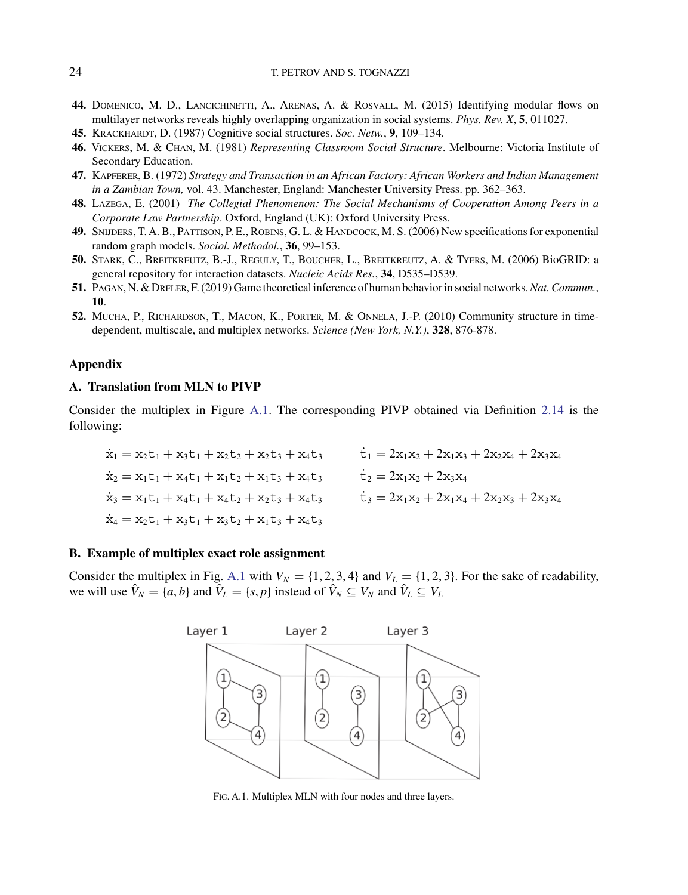44. Domenico, M. D., Lancichinetti, A., Arenas, A. & Rosvall, M. (2015) Identifying modular flows on multilayer networks reveals highly overlapping organization in social systems. *Phys. Rev. X*, **5**, 011027.
45. Krackhardt, D. (1987) Cognitive social structures. *Soc. Netw.*, **9**, 109–134.
46. Vickers, M. & Chan, M. (1981) *Representing Classroom Social Structure*. Melbourne: Victoria Institute of Secondary Education.
47. Kapferer, B. (1972) *Strategy and Transaction in an African Factory: African Workers and Indian Management in a Zambian Town,* vol. 43. Manchester, England: Manchester University Press. pp. 362–363.
48. Lazega, E. (2001) *The Collegial Phenomenon: The Social Mechanisms of Cooperation Among Peers in a Corporate Law Partnership*. Oxford, England (UK): Oxford University Press.
49. Snijders, T. A. B., Pattison, P. E., Robins, G. L. & Handcock, M. S. (2006) New specifications for exponential random graph models. *Sociol. Methodol.*, **36**, 99–153.
50. Stark, C., Breitkreutz, B.-J., Reguly, T., Boucher, L., Breitkreutz, A. & Tyers, M. (2006) BioGRID: a general repository for interaction datasets. *Nucleic Acids Res.*, **34**, D535–D539.
51. Pagan, N. & Drfler, F. (2019) Game theoretical inference of human behavior in social networks. *Nat. Commun.*, **10**.
52. Mucha, P., Richardson, T., Macon, K., Porter, M. & Onnela, J.-P. (2010) Community structure in time-dependent, multiscale, and multiplex networks. *Science (New York, N.Y.)*, **328**, 876-878.

## Appendix

### A. Translation from MLN to PIVP

Consider the multiplex in Figure A.1. The corresponding PIVP obtained via Definition 2.14 is the following:

$$
\begin{aligned}
\dot{x}_1 &= x_2t_1 + x_3t_1 + x_2t_2 + x_2t_3 + x_4t_3 & \dot{t}_1 &= 2x_1x_2 + 2x_1x_3 + 2x_2x_4 + 2x_3x_4 \\
\dot{x}_2 &= x_1t_1 + x_4t_1 + x_1t_2 + x_1t_3 + x_4t_3 & \dot{t}_2 &= 2x_1x_2 + 2x_3x_4 \\
\dot{x}_3 &= x_1t_1 + x_4t_1 + x_4t_2 + x_2t_3 + x_4t_3 & \dot{t}_3 &= 2x_1x_2 + 2x_1x_4 + 2x_2x_3 + 2x_3x_4 \\
\dot{x}_4 &= x_2t_1 + x_3t_1 + x_3t_2 + x_1t_3 + x_4t_3
\end{aligned}
$$

### B. Example of multiplex exact role assignment

Consider the multiplex in Fig. A.1 with $V_N = \{1, 2, 3, 4\}$ and $V_L = \{1, 2, 3\}$. For the sake of readability, we will use $\hat{V}_N = \{a, b\}$ and $\hat{V}_L = \{s, p\}$ instead of $\hat{V}_N \subseteq V_N$ and $\hat{V}_L \subseteq V_L$

Fig. A.1. Multiplex MLN with four nodes and three layers.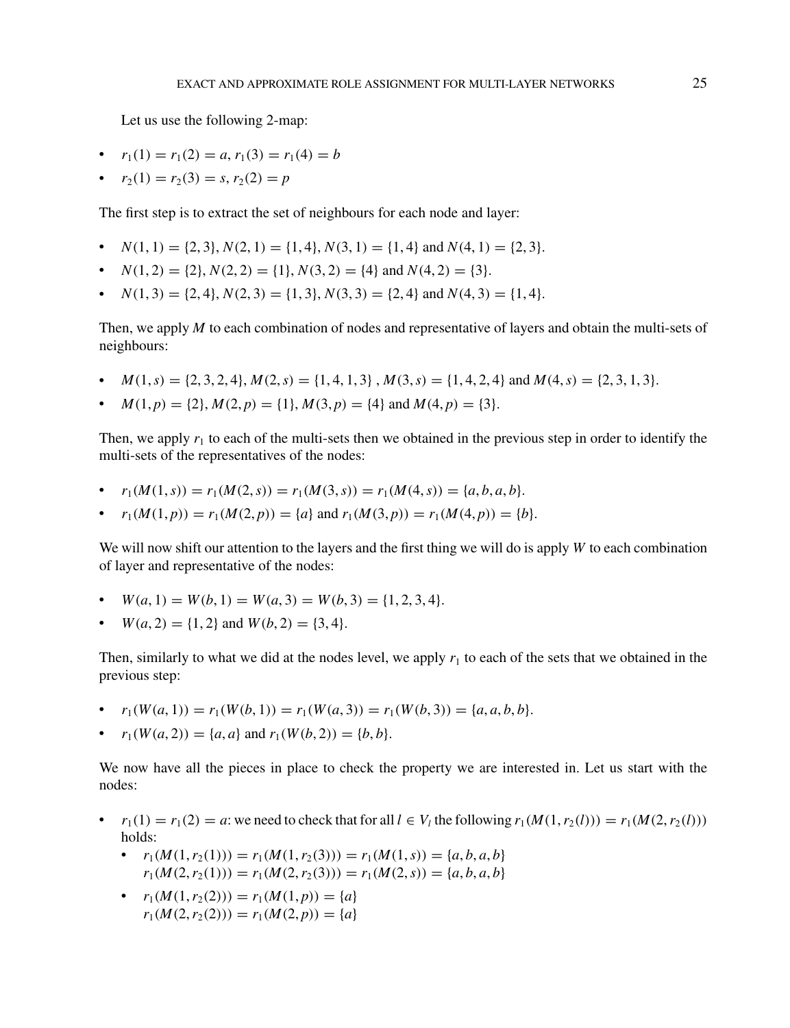Let us use the following 2-map:

- $r_1(1) = r_1(2) = a$, $r_1(3) = r_1(4) = b$
- $r_2(1) = r_2(3) = s$, $r_2(2) = p$

The first step is to extract the set of neighbours for each node and layer:

- $N(1, 1) = \{2, 3\}$, $N(2, 1) = \{1, 4\}$, $N(3, 1) = \{1, 4\}$ and $N(4, 1) = \{2, 3\}$.
- $N(1, 2) = \{2\}$, $N(2, 2) = \{1\}$, $N(3, 2) = \{4\}$ and $N(4, 2) = \{3\}$.
- $N(1, 3) = \{2, 4\}$, $N(2, 3) = \{1, 3\}$, $N(3, 3) = \{2, 4\}$ and $N(4, 3) = \{1, 4\}$.

Then, we apply $M$ to each combination of nodes and representative of layers and obtain the multi-sets of neighbours:

- $M(1, s) = \{2, 3, 2, 4\}$, $M(2, s) = \{1, 4, 1, 3\}$ , $M(3, s) = \{1, 4, 2, 4\}$ and $M(4, s) = \{2, 3, 1, 3\}$.
- $M(1, p) = \{2\}$, $M(2, p) = \{1\}$, $M(3, p) = \{4\}$ and $M(4, p) = \{3\}$.

Then, we apply $r_1$ to each of the multi-sets then we obtained in the previous step in order to identify the multi-sets of the representatives of the nodes:

- $r_1(M(1, s)) = r_1(M(2, s)) = r_1(M(3, s)) = r_1(M(4, s)) = \{a, b, a, b\}$.
- $r_1(M(1, p)) = r_1(M(2, p)) = \{a\}$ and $r_1(M(3, p)) = r_1(M(4, p)) = \{b\}$.

We will now shift our attention to the layers and the first thing we will do is apply $W$ to each combination of layer and representative of the nodes:

- $W(a, 1) = W(b, 1) = W(a, 3) = W(b, 3) = \{1, 2, 3, 4\}$.
- $W(a, 2) = \{1, 2\}$ and $W(b, 2) = \{3, 4\}$.

Then, similarly to what we did at the nodes level, we apply $r_1$ to each of the sets that we obtained in the previous step:

- $r_1(W(a, 1)) = r_1(W(b, 1)) = r_1(W(a, 3)) = r_1(W(b, 3)) = \{a, a, b, b\}$.
- $r_1(W(a, 2)) = \{a, a\}$ and $r_1(W(b, 2)) = \{b, b\}$.

We now have all the pieces in place to check the property we are interested in. Let us start with the nodes:

- $r_1(1) = r_1(2) = a$: we need to check that for all $l \in V_l$ the following $r_1(M(1, r_2(l))) = r_1(M(2, r_2(l)))$ holds:
  - $r_1(M(1, r_2(1))) = r_1(M(1, r_2(3))) = r_1(M(1, s)) = \{a, b, a, b\}$
    $r_1(M(2, r_2(1))) = r_1(M(2, r_2(3))) = r_1(M(2, s)) = \{a, b, a, b\}$
  - $r_1(M(1, r_2(2))) = r_1(M(1, p)) = \{a\}$
    $r_1(M(2, r_2(2))) = r_1(M(2, p)) = \{a\}$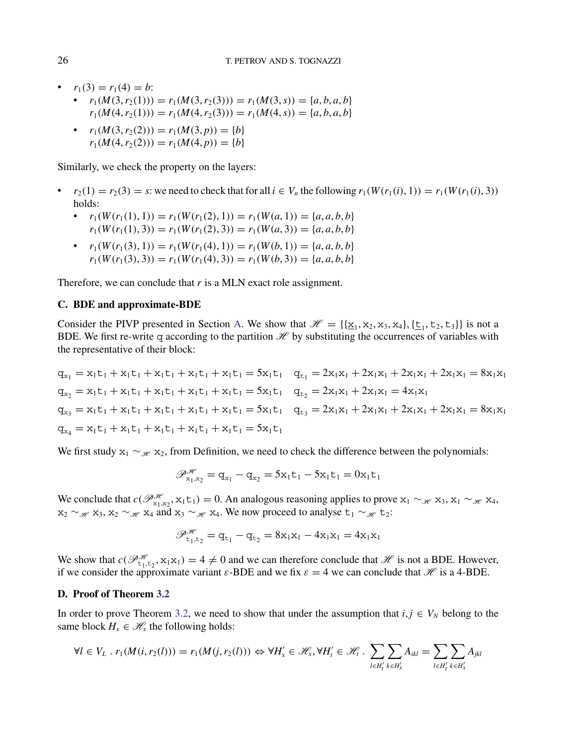- $r_1(3) = r_1(4) = b$:
  - $r_1(M(3, r_2(1))) = r_1(M(3, r_2(3))) = r_1(M(3, s)) = \{a, b, a, b\}$
    $r_1(M(4, r_2(1))) = r_1(M(4, r_2(3))) = r_1(M(4, s)) = \{a, b, a, b\}$
  - $r_1(M(3, r_2(2))) = r_1(M(3, p)) = \{b\}$
    $r_1(M(4, r_2(2))) = r_1(M(4, p)) = \{b\}$

Similarly, we check the property on the layers:

- $r_2(1) = r_2(3) = s$: we need to check that for all $i \in V_n$ the following $r_1(W(r_1(i), 1)) = r_1(W(r_1(i), 3))$ holds:
  - $r_1(W(r_1(1), 1)) = r_1(W(r_1(2), 1)) = r_1(W(a, 1)) = \{a, a, b, b\}$
    $r_1(W(r_1(1), 3)) = r_1(W(r_1(2), 3)) = r_1(W(a, 3)) = \{a, a, b, b\}$
  - $r_1(W(r_1(3), 1)) = r_1(W(r_1(4), 1)) = r_1(W(b, 1)) = \{a, a, b, b\}$
    $r_1(W(r_1(3), 3)) = r_1(W(r_1(4), 3)) = r_1(W(b, 3)) = \{a, a, b, b\}$

Therefore, we can conclude that $r$ is a MLN exact role assignment.

### C. BDE and approximate-BDE

Consider the PIVP presented in Section A. We show that $\mathscr{H} = \{\{\underline{\mathtt{x}}_1, \mathtt{x}_2, \mathtt{x}_3, \mathtt{x}_4\}, \{\underline{\mathtt{t}}_1, \mathtt{t}_2, \mathtt{t}_3\}\}$ is not a BDE. We first re-write $\mathtt{q}$ according to the partition $\mathscr{H}$ by substituting the occurrences of variables with the representative of their block:

$$
\begin{aligned}
\mathtt{q}_{\mathtt{x}_1} &= \mathtt{x}_1\mathtt{t}_1 + \mathtt{x}_1\mathtt{t}_1 + \mathtt{x}_1\mathtt{t}_1 + \mathtt{x}_1\mathtt{t}_1 + \mathtt{x}_1\mathtt{t}_1 = 5\mathtt{x}_1\mathtt{t}_1 &\quad \mathtt{q}_{\mathtt{t}_1} &= 2\mathtt{x}_1\mathtt{x}_1 + 2\mathtt{x}_1\mathtt{x}_1 + 2\mathtt{x}_1\mathtt{x}_1 + 2\mathtt{x}_1\mathtt{x}_1 = 8\mathtt{x}_1\mathtt{x}_1\\
\mathtt{q}_{\mathtt{x}_2} &= \mathtt{x}_1\mathtt{t}_1 + \mathtt{x}_1\mathtt{t}_1 + \mathtt{x}_1\mathtt{t}_1 + \mathtt{x}_1\mathtt{t}_1 + \mathtt{x}_1\mathtt{t}_1 = 5\mathtt{x}_1\mathtt{t}_1 &\quad \mathtt{q}_{\mathtt{t}_2} &= 2\mathtt{x}_1\mathtt{x}_1 + 2\mathtt{x}_1\mathtt{x}_1 = 4\mathtt{x}_1\mathtt{x}_1\\
\mathtt{q}_{\mathtt{x}_3} &= \mathtt{x}_1\mathtt{t}_1 + \mathtt{x}_1\mathtt{t}_1 + \mathtt{x}_1\mathtt{t}_1 + \mathtt{x}_1\mathtt{t}_1 + \mathtt{x}_1\mathtt{t}_1 = 5\mathtt{x}_1\mathtt{t}_1 &\quad \mathtt{q}_{\mathtt{t}_3} &= 2\mathtt{x}_1\mathtt{x}_1 + 2\mathtt{x}_1\mathtt{x}_1 + 2\mathtt{x}_1\mathtt{x}_1 + 2\mathtt{x}_1\mathtt{x}_1 = 8\mathtt{x}_1\mathtt{x}_1\\
\mathtt{q}_{\mathtt{x}_4} &= \mathtt{x}_1\mathtt{t}_1 + \mathtt{x}_1\mathtt{t}_1 + \mathtt{x}_1\mathtt{t}_1 + \mathtt{x}_1\mathtt{t}_1 + \mathtt{x}_1\mathtt{t}_1 = 5\mathtt{x}_1\mathtt{t}_1
\end{aligned}
$$

We first study $\mathtt{x}_1 \sim_{\mathscr{H}} \mathtt{x}_2$, from Definition, we need to check the difference between the polynomials:

$$\mathscr{P}^{\mathscr{H}}_{\mathtt{x}_1,\mathtt{x}_2} = \mathtt{q}_{\mathtt{x}_1} - \mathtt{q}_{\mathtt{x}_2} = 5\mathtt{x}_1\mathtt{t}_1 - 5\mathtt{x}_1\mathtt{t}_1 = 0\mathtt{x}_1\mathtt{t}_1$$

We conclude that $c(\mathscr{P}^{\mathscr{H}}_{\mathtt{x}_1,\mathtt{x}_2}, \mathtt{x}_1\mathtt{t}_1) = 0$. An analogous reasoning applies to prove $\mathtt{x}_1 \sim_{\mathscr{H}} \mathtt{x}_3$, $\mathtt{x}_1 \sim_{\mathscr{H}} \mathtt{x}_4$, $\mathtt{x}_2 \sim_{\mathscr{H}} \mathtt{x}_3$, $\mathtt{x}_2 \sim_{\mathscr{H}} \mathtt{x}_4$ and $\mathtt{x}_3 \sim_{\mathscr{H}} \mathtt{x}_4$. We now proceed to analyse $\mathtt{t}_1 \sim_{\mathscr{H}} \mathtt{t}_2$:

$$\mathscr{P}^{\mathscr{H}}_{\mathtt{t}_1,\mathtt{t}_2} = \mathtt{q}_{\mathtt{t}_1} - \mathtt{q}_{\mathtt{t}_2} = 8\mathtt{x}_1\mathtt{x}_1 - 4\mathtt{x}_1\mathtt{x}_1 = 4\mathtt{x}_1\mathtt{x}_1$$

We show that $c(\mathscr{P}^{\mathscr{H}}_{\mathtt{t}_1,\mathtt{t}_2}, \mathtt{x}_1\mathtt{x}_1) = 4 \neq 0$ and we can therefore conclude that $\mathscr{H}$ is not a BDE. However, if we consider the approximate variant $\varepsilon$-BDE and we fix $\varepsilon = 4$ we can conclude that $\mathscr{H}$ is a 4-BDE.

### D. Proof of Theorem 3.2

In order to prove Theorem 3.2, we need to show that under the assumption that $i, j \in V_N$ belong to the same block $H_x \in \mathscr{H}_x$ the following holds:

$$\forall l \in V_L \,.\, r_1(M(i, r_2(l))) = r_1(M(j, r_2(l))) \Leftrightarrow \forall H'_x \in \mathscr{H}_x, \forall H'_t \in \mathscr{H}_t \,.\, \sum_{l \in H'_t} \sum_{k \in H'_x} A_{ikl} = \sum_{l \in H'_t} \sum_{k \in H'_x} A_{jkl}$$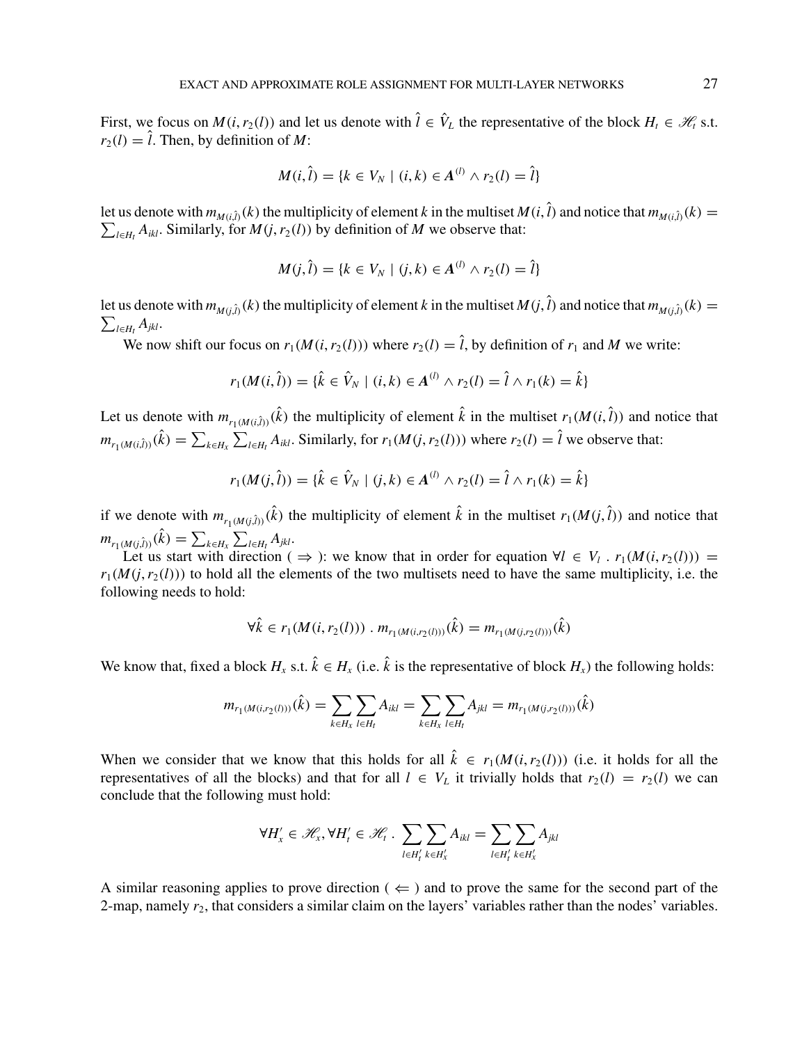First, we focus on $M(i, r_2(l))$ and let us denote with $\hat{l} \in \hat{V}_L$ the representative of the block $H_t \in \mathscr{H}_t$ s.t. $r_2(l) = \hat{l}$. Then, by definition of $M$:

$$M(i, \hat{l}) = \{k \in V_N \mid (i, k) \in \boldsymbol{A}^{(l)} \wedge r_2(l) = \hat{l}\}$$

let us denote with $m_{M(i,\hat{l})}(k)$ the multiplicity of element $k$ in the multiset $M(i, \hat{l})$ and notice that $m_{M(i,\hat{l})}(k) = \sum_{l \in H_t} A_{ikl}$. Similarly, for $M(j, r_2(l))$ by definition of $M$ we observe that:

$$M(j, \hat{l}) = \{k \in V_N \mid (j, k) \in \boldsymbol{A}^{(l)} \wedge r_2(l) = \hat{l}\}$$

let us denote with $m_{M(j,\hat{l})}(k)$ the multiplicity of element $k$ in the multiset $M(j, \hat{l})$ and notice that $m_{M(j,\hat{l})}(k) = \sum_{l \in H_t} A_{jkl}$.

We now shift our focus on $r_1(M(i, r_2(l)))$ where $r_2(l) = \hat{l}$, by definition of $r_1$ and $M$ we write:

$$r_1(M(i, \hat{l})) = \{\hat{k} \in \hat{V}_N \mid (i, k) \in \boldsymbol{A}^{(l)} \wedge r_2(l) = \hat{l} \wedge r_1(k) = \hat{k}\}$$

Let us denote with $m_{r_1(M(i,\hat{l}))}(\hat{k})$ the multiplicity of element $\hat{k}$ in the multiset $r_1(M(i, \hat{l}))$ and notice that $m_{r_1(M(i,\hat{l}))}(\hat{k}) = \sum_{k \in H_x} \sum_{l \in H_t} A_{ikl}$. Similarly, for $r_1(M(j, r_2(l)))$ where $r_2(l) = \hat{l}$ we observe that:

$$r_1(M(j, \hat{l})) = \{\hat{k} \in \hat{V}_N \mid (j, k) \in \boldsymbol{A}^{(l)} \wedge r_2(l) = \hat{l} \wedge r_1(k) = \hat{k}\}$$

if we denote with $m_{r_1(M(j,\hat{l}))}(\hat{k})$ the multiplicity of element $\hat{k}$ in the multiset $r_1(M(j, \hat{l}))$ and notice that $m_{r_1(M(j,\hat{l}))}(\hat{k}) = \sum_{k \in H_x} \sum_{l \in H_t} A_{jkl}$.

Let us start with direction ( $\Rightarrow$ ): we know that in order for equation $\forall l \in V_l \ . \ r_1(M(i, r_2(l))) = r_1(M(j, r_2(l)))$ to hold all the elements of the two multisets need to have the same multiplicity, i.e. the following needs to hold:

$$\forall \hat{k} \in r_1(M(i, r_2(l))) \ . \ m_{r_1(M(i,r_2(l)))}(\hat{k}) = m_{r_1(M(j,r_2(l)))}(\hat{k})$$

We know that, fixed a block $H_x$ s.t. $\hat{k} \in H_x$ (i.e. $\hat{k}$ is the representative of block $H_x$) the following holds:

$$m_{r_1(M(i,r_2(l)))}(\hat{k}) = \sum_{k \in H_x} \sum_{l \in H_t} A_{ikl} = \sum_{k \in H_x} \sum_{l \in H_t} A_{jkl} = m_{r_1(M(j,r_2(l)))}(\hat{k})$$

When we consider that we know that this holds for all $\hat{k} \in r_1(M(i, r_2(l)))$ (i.e. it holds for all the representatives of all the blocks) and that for all $l \in V_L$ it trivially holds that $r_2(l) = r_2(l)$ we can conclude that the following must hold:

$$\forall H'_x \in \mathscr{H}_x, \forall H'_t \in \mathscr{H}_t \ . \ \sum_{l \in H'_t} \sum_{k \in H'_x} A_{ikl} = \sum_{l \in H'_t} \sum_{k \in H'_x} A_{jkl}$$

A similar reasoning applies to prove direction ( $\Leftarrow$ ) and to prove the same for the second part of the 2-map, namely $r_2$, that considers a similar claim on the layers' variables rather than the nodes' variables.